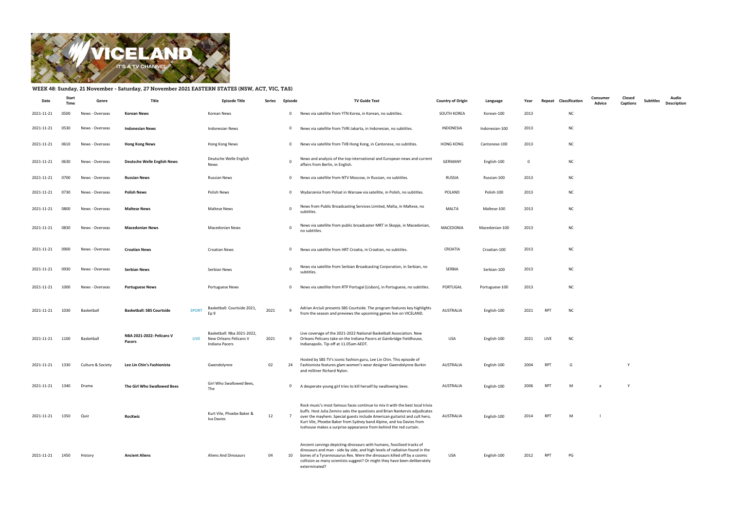## WEEK 48: Sunday, 21 November - Saturday, 27 November 2021 EASTERN STATES (NSW, ACT, VIC, TAS)

| Date | Start Time | Genre | Title | | Episode Title | Series | Episode | TV Guide Text | Country of Origin | Language | Year | Repeat | Classification | Consumer Advice | Closed Captions | Subtitles | Audio Description |
|---|---|---|---|---|---|---|---|---|---|---|---|---|---|---|---|---|---|
| 2021-11-21 | 0500 | News - Overseas | **Korean News** | | Korean News | | 0 | News via satellite from YTN Korea, in Korean, no subtitles. | SOUTH KOREA | Korean-100 | 2013 | | NC | | | | |
| 2021-11-21 | 0530 | News - Overseas | **Indonesian News** | | Indonesian News | | 0 | News via satellite from TVRI Jakarta, in Indonesian, no subtitles. | INDONESIA | Indonesian-100 | 2013 | | NC | | | | |
| 2021-11-21 | 0610 | News - Overseas | **Hong Kong News** | | Hong Kong News | | 0 | News via satellite from TVB Hong Kong, in Cantonese, no subtitles. | HONG KONG | Cantonese-100 | 2013 | | NC | | | | |
| 2021-11-21 | 0630 | News - Overseas | **Deutsche Welle English News** | | Deutsche Welle English News | | 0 | News and analysis of the top international and European news and current affairs from Berlin, in English. | GERMANY | English-100 | 0 | | NC | | | | |
| 2021-11-21 | 0700 | News - Overseas | **Russian News** | | Russian News | | 0 | News via satellite from NTV Moscow, in Russian, no subtitles. | RUSSIA | Russian-100 | 2013 | | NC | | | | |
| 2021-11-21 | 0730 | News - Overseas | **Polish News** | | Polish News | | 0 | Wydarzenia from Polsat in Warsaw via satellite, in Polish, no subtitles. | POLAND | Polish-100 | 2013 | | NC | | | | |
| 2021-11-21 | 0800 | News - Overseas | **Maltese News** | | Maltese News | | 0 | News from Public Broadcasting Services Limited, Malta, in Maltese, no subtitles. | MALTA | Maltese-100 | 2013 | | NC | | | | |
| 2021-11-21 | 0830 | News - Overseas | **Macedonian News** | | Macedonian News | | 0 | News via satellite from public broadcaster MRT in Skopje, in Macedonian, no subtitles. | MACEDONIA | Macedonian-100 | 2013 | | NC | | | | |
| 2021-11-21 | 0900 | News - Overseas | **Croatian News** | | Croatian News | | 0 | News via satellite from HRT Croatia, in Croatian, no subtitles. | CROATIA | Croatian-100 | 2013 | | NC | | | | |
| 2021-11-21 | 0930 | News - Overseas | **Serbian News** | | Serbian News | | 0 | News via satellite from Serbian Broadcasting Corporation, in Serbian, no subtitles. | SERBIA | Serbian-100 | 2013 | | NC | | | | |
| 2021-11-21 | 1000 | News - Overseas | **Portuguese News** | | Portuguese News | | 0 | News via satellite from RTP Portugal (Lisbon), in Portuguese, no subtitles. | PORTUGAL | Portuguese-100 | 2013 | | NC | | | | |
| 2021-11-21 | 1030 | Basketball | **Basketball: SBS Courtside** | SPORT | Basketball: Courtside 2021, Ep 9 | 2021 | 9 | Adrian Arciuli presents SBS Courtside. The program features key highlights from the season and previews the upcoming games live on VICELAND. | AUSTRALIA | English-100 | 2021 | RPT | NC | | | | |
| 2021-11-21 | 1100 | Basketball | **NBA 2021-2022: Pelicans V Pacers** | LIVE | Basketball: Nba 2021-2022, New Orleans Pelicans V Indiana Pacers | 2021 | 9 | Live coverage of the 2021-2022 National Basketball Association. New Orleans Pelicans take on the Indiana Pacers at Gainbridge Fieldhouse, Indianapolis. Tip-off at 11.05am AEDT. | USA | English-100 | 2021 | LIVE | NC | | | | |
| 2021-11-21 | 1330 | Culture & Society | **Lee Lin Chin's Fashionista** | | Gwendolynne | 02 | 24 | Hosted by SBS TV's iconic fashion guru, Lee Lin Chin. This episode of Fashionista features glam women's wear designer Gwendolynne Burkin and milliner Richard Nylon. | AUSTRALIA | English-100 | 2004 | RPT | G | | Y | | |
| 2021-11-21 | 1340 | Drama | **The Girl Who Swallowed Bees** | | Girl Who Swallowed Bees, The | | 0 | A desperate young girl tries to kill herself by swallowing bees. | AUSTRALIA | English-100 | 2006 | RPT | M | a | Y | | |
| 2021-11-21 | 1350 | Quiz | **RocKwiz** | | Kurt Vile, Phoebe Baker & Iva Davies | 12 | 7 | Rock music's most famous faces continue to mix it with the best local trivia buffs. Host Julia Zemiro asks the questions and Brian Nankervis adjudicates over the mayhem. Special guests include American guitarist and cult hero, Kurt Vile, Phoebe Baker from Sydney band Alpine, and Iva Davies from Icehouse makes a surprise appearance from behind the red curtain. | AUSTRALIA | English-100 | 2014 | RPT | M | l | | | |
| 2021-11-21 | 1450 | History | **Ancient Aliens** | | Aliens And Dinosaurs | 04 | 10 | Ancient carvings depicting dinosaurs with humans, fossilised tracks of dinosaurs and man - side by side, and high levels of radiation found in the bones of a Tyrannosaurus Rex. Were the dinosaurs killed off by a cosmic collision as many scientists suggest? Or might they have been deliberately exterminated? | USA | English-100 | 2012 | RPT | PG | | | | |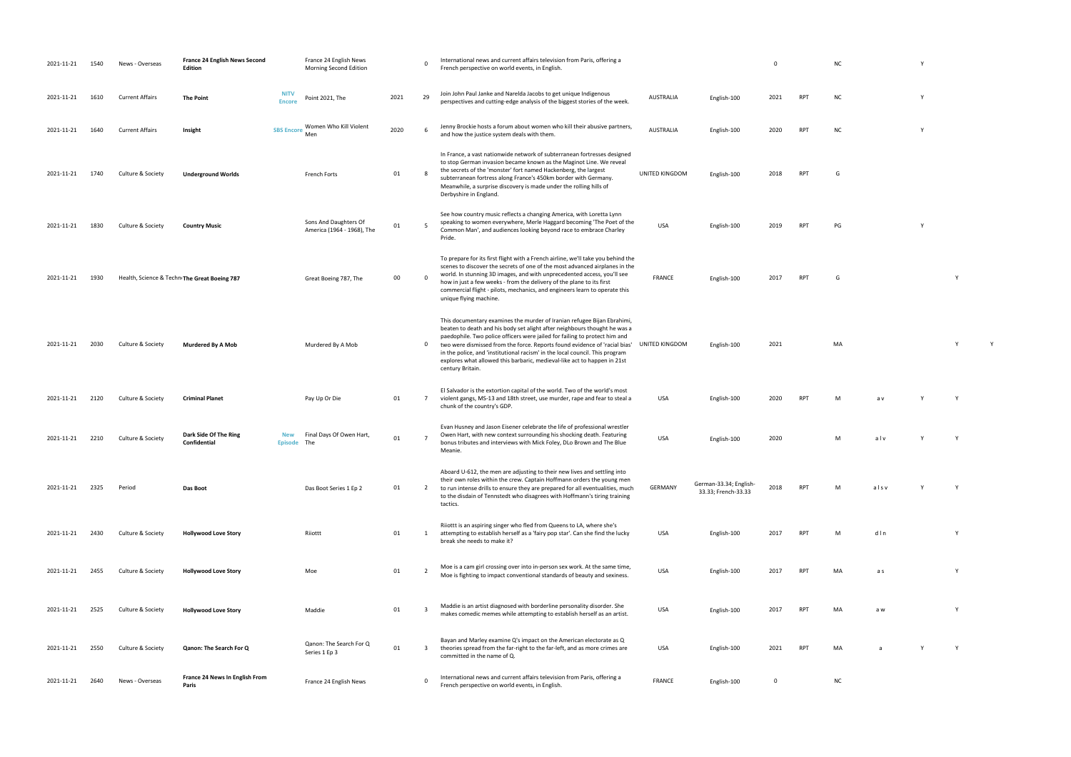| | | | | | | | | | | | | | | | | | |
|---|---|---|---|---|---|---|---|---|---|---|---|---|---|---|---|---|---|
| 2021-11-21 | 1540 | News - Overseas | **France 24 English News Second Edition** | | France 24 English News Morning Second Edition | | 0 | International news and current affairs television from Paris, offering a French perspective on world events, in English. | | | 0 | | NC | | Y | | |
| 2021-11-21 | 1610 | Current Affairs | **The Point** | **NITV Encore** | Point 2021, The | 2021 | 29 | Join John Paul Janke and Narelda Jacobs to get unique Indigenous perspectives and cutting-edge analysis of the biggest stories of the week. | AUSTRALIA | English-100 | 2021 | RPT | NC | | Y | | |
| 2021-11-21 | 1640 | Current Affairs | **Insight** | **SBS Encore** | Women Who Kill Violent Men | 2020 | 6 | Jenny Brockie hosts a forum about women who kill their abusive partners, and how the justice system deals with them. | AUSTRALIA | English-100 | 2020 | RPT | NC | | Y | | |
| 2021-11-21 | 1740 | Culture & Society | **Underground Worlds** | | French Forts | 01 | 8 | In France, a vast nationwide network of subterranean fortresses designed to stop German invasion became known as the Maginot Line. We reveal the secrets of the 'monster' fort named Hackenberg, the largest subterranean fortress along France's 450km border with Germany. Meanwhile, a surprise discovery is made under the rolling hills of Derbyshire in England. | UNITED KINGDOM | English-100 | 2018 | RPT | G | | | | |
| 2021-11-21 | 1830 | Culture & Society | **Country Music** | | Sons And Daughters Of America (1964 - 1968), The | 01 | 5 | See how country music reflects a changing America, with Loretta Lynn speaking to women everywhere, Merle Haggard becoming 'The Poet of the Common Man', and audiences looking beyond race to embrace Charley Pride. | USA | English-100 | 2019 | RPT | PG | | Y | | |
| 2021-11-21 | 1930 | Health, Science & Techn | **The Great Boeing 787** | | Great Boeing 787, The | 00 | 0 | To prepare for its first flight with a French airline, we'll take you behind the scenes to discover the secrets of one of the most advanced airplanes in the world. In stunning 3D images, and with unprecedented access, you'll see how in just a few weeks - from the delivery of the plane to its first commercial flight - pilots, mechanics, and engineers learn to operate this unique flying machine. | FRANCE | English-100 | 2017 | RPT | G | | | Y | |
| 2021-11-21 | 2030 | Culture & Society | **Murdered By A Mob** | | Murdered By A Mob | | 0 | This documentary examines the murder of Iranian refugee Bijan Ebrahimi, beaten to death and his body set alight after neighbours thought he was a paedophile. Two police officers were jailed for failing to protect him and two were dismissed from the force. Reports found evidence of 'racial bias' in the police, and 'institutional racism' in the local council. This program explores what allowed this barbaric, medieval-like act to happen in 21st century Britain. | UNITED KINGDOM | English-100 | 2021 | | MA | | | Y | Y |
| 2021-11-21 | 2120 | Culture & Society | **Criminal Planet** | | Pay Up Or Die | 01 | 7 | El Salvador is the extortion capital of the world. Two of the world's most violent gangs, MS-13 and 18th street, use murder, rape and fear to steal a chunk of the country's GDP. | USA | English-100 | 2020 | RPT | M | a v | Y | Y | |
| 2021-11-21 | 2210 | Culture & Society | **Dark Side Of The Ring Confidential** | **New Episode** | Final Days Of Owen Hart, The | 01 | 7 | Evan Husney and Jason Eisener celebrate the life of professional wrestler Owen Hart, with new context surrounding his shocking death. Featuring bonus tributes and interviews with Mick Foley, DLo Brown and The Blue Meanie. | USA | English-100 | 2020 | | M | a l v | Y | Y | |
| 2021-11-21 | 2325 | Period | **Das Boot** | | Das Boot Series 1 Ep 2 | 01 | 2 | Aboard U-612, the men are adjusting to their new lives and settling into their own roles within the crew. Captain Hoffmann orders the young men to run intense drills to ensure they are prepared for all eventualities, much to the disdain of Tennstedt who disagrees with Hoffmann's tiring training tactics. | GERMANY | German-33.34; English-33.33; French-33.33 | 2018 | RPT | M | a l s v | Y | Y | |
| 2021-11-21 | 2430 | Culture & Society | **Hollywood Love Story** | | Riiottt | 01 | 1 | Riiottt is an aspiring singer who fled from Queens to LA, where she's attempting to establish herself as a 'fairy pop star'. Can she find the lucky break she needs to make it? | USA | English-100 | 2017 | RPT | M | d l n | | Y | |
| 2021-11-21 | 2455 | Culture & Society | **Hollywood Love Story** | | Moe | 01 | 2 | Moe is a cam girl crossing over into in-person sex work. At the same time, Moe is fighting to impact conventional standards of beauty and sexiness. | USA | English-100 | 2017 | RPT | MA | a s | | Y | |
| 2021-11-21 | 2525 | Culture & Society | **Hollywood Love Story** | | Maddie | 01 | 3 | Maddie is an artist diagnosed with borderline personality disorder. She makes comedic memes while attempting to establish herself as an artist. | USA | English-100 | 2017 | RPT | MA | a w | | Y | |
| 2021-11-21 | 2550 | Culture & Society | **Qanon: The Search For Q** | | Qanon: The Search For Q Series 1 Ep 3 | 01 | 3 | Bayan and Marley examine Q's impact on the American electorate as Q theories spread from the far-right to the far-left, and as more crimes are committed in the name of Q. | USA | English-100 | 2021 | RPT | MA | a | Y | Y | |
| 2021-11-21 | 2640 | News - Overseas | **France 24 News In English From Paris** | | France 24 English News | | 0 | International news and current affairs television from Paris, offering a French perspective on world events, in English. | FRANCE | English-100 | 0 | | NC | | | | |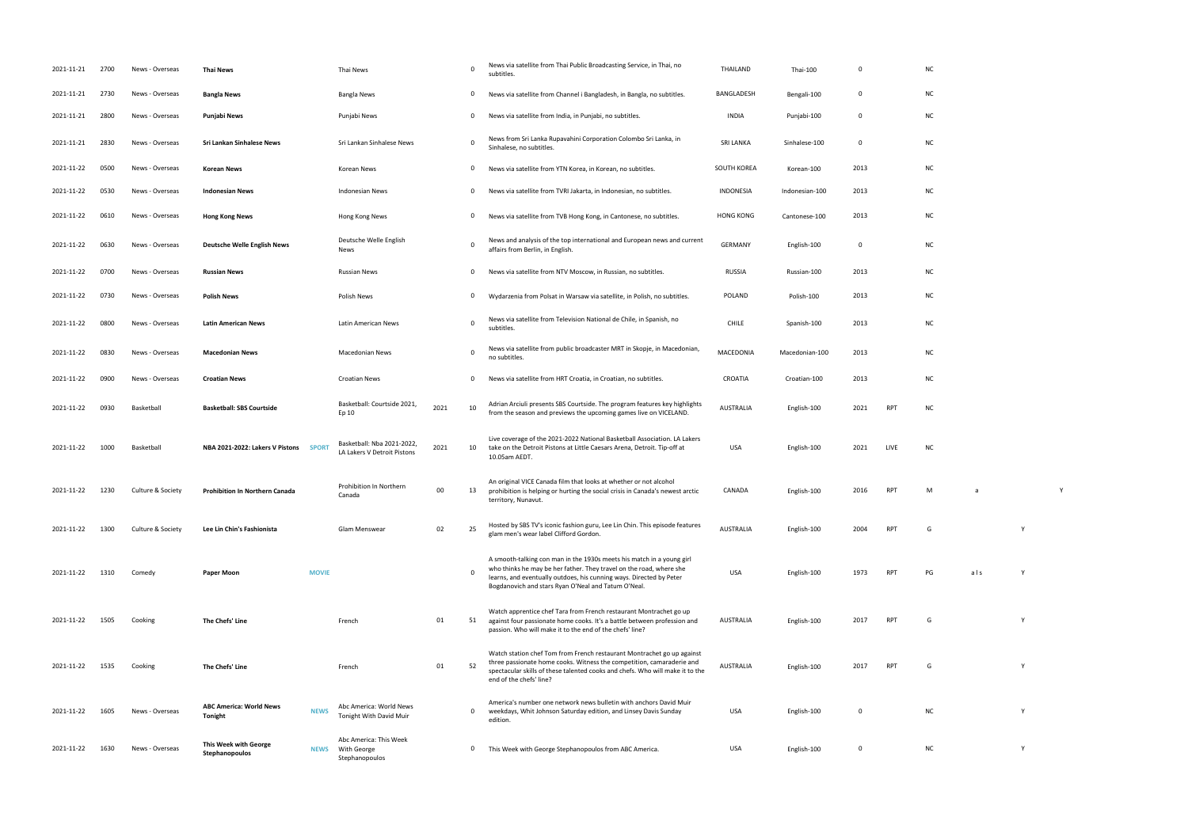| | | | | | | | | | | | | | | | | |
|---|---|---|---|---|---|---|---|---|---|---|---|---|---|---|---|---|
| 2021-11-21 | 2700 | News - Overseas | **Thai News** | | Thai News | | 0 | News via satellite from Thai Public Broadcasting Service, in Thai, no subtitles. | THAILAND | Thai-100 | 0 | | NC | | | |
| 2021-11-21 | 2730 | News - Overseas | **Bangla News** | | Bangla News | | 0 | News via satellite from Channel i Bangladesh, in Bangla, no subtitles. | BANGLADESH | Bengali-100 | 0 | | NC | | | |
| 2021-11-21 | 2800 | News - Overseas | **Punjabi News** | | Punjabi News | | 0 | News via satellite from India, in Punjabi, no subtitles. | INDIA | Punjabi-100 | 0 | | NC | | | |
| 2021-11-21 | 2830 | News - Overseas | **Sri Lankan Sinhalese News** | | Sri Lankan Sinhalese News | | 0 | News from Sri Lanka Rupavahini Corporation Colombo Sri Lanka, in Sinhalese, no subtitles. | SRI LANKA | Sinhalese-100 | 0 | | NC | | | |
| 2021-11-22 | 0500 | News - Overseas | **Korean News** | | Korean News | | 0 | News via satellite from YTN Korea, in Korean, no subtitles. | SOUTH KOREA | Korean-100 | 2013 | | NC | | | |
| 2021-11-22 | 0530 | News - Overseas | **Indonesian News** | | Indonesian News | | 0 | News via satellite from TVRI Jakarta, in Indonesian, no subtitles. | INDONESIA | Indonesian-100 | 2013 | | NC | | | |
| 2021-11-22 | 0610 | News - Overseas | **Hong Kong News** | | Hong Kong News | | 0 | News via satellite from TVB Hong Kong, in Cantonese, no subtitles. | HONG KONG | Cantonese-100 | 2013 | | NC | | | |
| 2021-11-22 | 0630 | News - Overseas | **Deutsche Welle English News** | | Deutsche Welle English News | | 0 | News and analysis of the top international and European news and current affairs from Berlin, in English. | GERMANY | English-100 | 0 | | NC | | | |
| 2021-11-22 | 0700 | News - Overseas | **Russian News** | | Russian News | | 0 | News via satellite from NTV Moscow, in Russian, no subtitles. | RUSSIA | Russian-100 | 2013 | | NC | | | |
| 2021-11-22 | 0730 | News - Overseas | **Polish News** | | Polish News | | 0 | Wydarzenia from Polsat in Warsaw via satellite, in Polish, no subtitles. | POLAND | Polish-100 | 2013 | | NC | | | |
| 2021-11-22 | 0800 | News - Overseas | **Latin American News** | | Latin American News | | 0 | News via satellite from Television National de Chile, in Spanish, no subtitles. | CHILE | Spanish-100 | 2013 | | NC | | | |
| 2021-11-22 | 0830 | News - Overseas | **Macedonian News** | | Macedonian News | | 0 | News via satellite from public broadcaster MRT in Skopje, in Macedonian, no subtitles. | MACEDONIA | Macedonian-100 | 2013 | | NC | | | |
| 2021-11-22 | 0900 | News - Overseas | **Croatian News** | | Croatian News | | 0 | News via satellite from HRT Croatia, in Croatian, no subtitles. | CROATIA | Croatian-100 | 2013 | | NC | | | |
| 2021-11-22 | 0930 | Basketball | **Basketball: SBS Courtside** | | Basketball: Courtside 2021, Ep 10 | 2021 | 10 | Adrian Arciuli presents SBS Courtside. The program features key highlights from the season and previews the upcoming games live on VICELAND. | AUSTRALIA | English-100 | 2021 | RPT | NC | | | |
| 2021-11-22 | 1000 | Basketball | **NBA 2021-2022: Lakers V Pistons** | **SPORT** | Basketball: Nba 2021-2022, LA Lakers V Detroit Pistons | 2021 | 10 | Live coverage of the 2021-2022 National Basketball Association. LA Lakers take on the Detroit Pistons at Little Caesars Arena, Detroit. Tip-off at 10.05am AEDT. | USA | English-100 | 2021 | LIVE | NC | | | |
| 2021-11-22 | 1230 | Culture & Society | **Prohibition In Northern Canada** | | Prohibition In Northern Canada | 00 | 13 | An original VICE Canada film that looks at whether or not alcohol prohibition is helping or hurting the social crisis in Canada's newest arctic territory, Nunavut. | CANADA | English-100 | 2016 | RPT | M | a | | Y |
| 2021-11-22 | 1300 | Culture & Society | **Lee Lin Chin's Fashionista** | | Glam Menswear | 02 | 25 | Hosted by SBS TV's iconic fashion guru, Lee Lin Chin. This episode features glam men's wear label Clifford Gordon. | AUSTRALIA | English-100 | 2004 | RPT | G | | Y | |
| 2021-11-22 | 1310 | Comedy | **Paper Moon** | **MOVIE** | | | 0 | A smooth-talking con man in the 1930s meets his match in a young girl who thinks he may be her father. They travel on the road, where she learns, and eventually outdoes, his cunning ways. Directed by Peter Bogdanovich and stars Ryan O'Neal and Tatum O'Neal. | USA | English-100 | 1973 | RPT | PG | a l s | Y | |
| 2021-11-22 | 1505 | Cooking | **The Chefs' Line** | | French | 01 | 51 | Watch apprentice chef Tara from French restaurant Montrachet go up against four passionate home cooks. It's a battle between profession and passion. Who will make it to the end of the chefs' line? | AUSTRALIA | English-100 | 2017 | RPT | G | | Y | |
| 2021-11-22 | 1535 | Cooking | **The Chefs' Line** | | French | 01 | 52 | Watch station chef Tom from French restaurant Montrachet go up against three passionate home cooks. Witness the competition, camaraderie and spectacular skills of these talented cooks and chefs. Who will make it to the end of the chefs' line? | AUSTRALIA | English-100 | 2017 | RPT | G | | Y | |
| 2021-11-22 | 1605 | News - Overseas | **ABC America: World News Tonight** | **NEWS** | Abc America: World News Tonight With David Muir | | 0 | America's number one network news bulletin with anchors David Muir weekdays, Whit Johnson Saturday edition, and Linsey Davis Sunday edition. | USA | English-100 | 0 | | NC | | Y | |
| 2021-11-22 | 1630 | News - Overseas | **This Week with George Stephanopoulos** | **NEWS** | Abc America: This Week With George Stephanopoulos | | 0 | This Week with George Stephanopoulos from ABC America. | USA | English-100 | 0 | | NC | | Y | |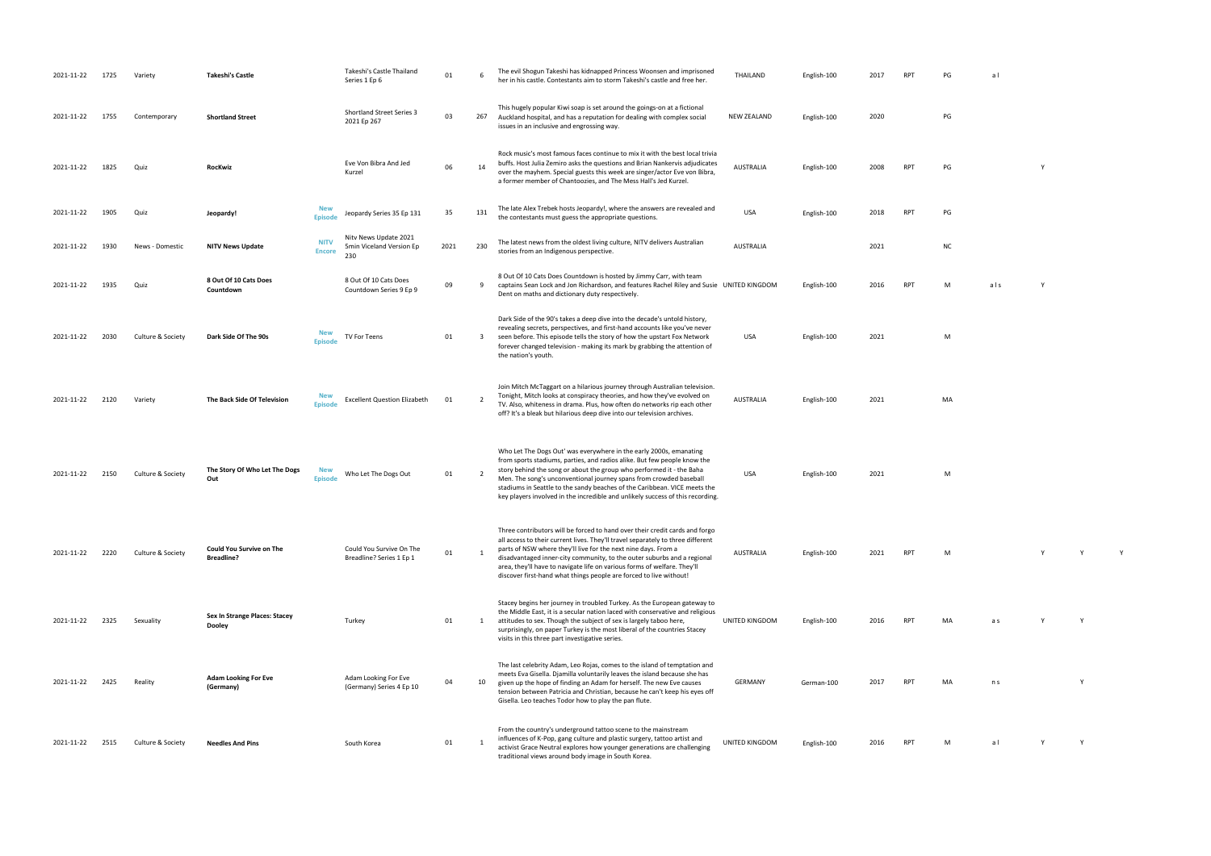| | | | | | | | | | | | | | | | | | |
|---|---|---|---|---|---|---|---|---|---|---|---|---|---|---|---|---|---|
| 2021-11-22 | 1725 | Variety | **Takeshi's Castle** | | Takeshi's Castle Thailand Series 1 Ep 6 | 01 | 6 | The evil Shogun Takeshi has kidnapped Princess Woonsen and imprisoned her in his castle. Contestants aim to storm Takeshi's castle and free her. | THAILAND | English-100 | 2017 | RPT | PG | a l | | | |
| 2021-11-22 | 1755 | Contemporary | **Shortland Street** | | Shortland Street Series 3 2021 Ep 267 | 03 | 267 | This hugely popular Kiwi soap is set around the goings-on at a fictional Auckland hospital, and has a reputation for dealing with complex social issues in an inclusive and engrossing way. | NEW ZEALAND | English-100 | 2020 | | PG | | | | |
| 2021-11-22 | 1825 | Quiz | **RocKwiz** | | Eve Von Bibra And Jed Kurzel | 06 | 14 | Rock music's most famous faces continue to mix it with the best local trivia buffs. Host Julia Zemiro asks the questions and Brian Nankervis adjudicates over the mayhem. Special guests this week are singer/actor Eve von Bibra, a former member of Chantoozies, and The Mess Hall's Jed Kurzel. | AUSTRALIA | English-100 | 2008 | RPT | PG | | Y | | |
| 2021-11-22 | 1905 | Quiz | **Jeopardy!** | **New Episode** | Jeopardy Series 35 Ep 131 | 35 | 131 | The late Alex Trebek hosts Jeopardy!, where the answers are revealed and the contestants must guess the appropriate questions. | USA | English-100 | 2018 | RPT | PG | | | | |
| 2021-11-22 | 1930 | News - Domestic | **NITV News Update** | **NITV Encore** | Nitv News Update 2021 5min Viceland Version Ep 230 | 2021 | 230 | The latest news from the oldest living culture, NITV delivers Australian stories from an Indigenous perspective. | AUSTRALIA | | 2021 | | NC | | | | |
| 2021-11-22 | 1935 | Quiz | **8 Out Of 10 Cats Does Countdown** | | 8 Out Of 10 Cats Does Countdown Series 9 Ep 9 | 09 | 9 | 8 Out Of 10 Cats Does Countdown is hosted by Jimmy Carr, with team captains Sean Lock and Jon Richardson, and features Rachel Riley and Susie Dent on maths and dictionary duty respectively. | UNITED KINGDOM | English-100 | 2016 | RPT | M | a l s | Y | | |
| 2021-11-22 | 2030 | Culture & Society | **Dark Side Of The 90s** | **New Episode** | TV For Teens | 01 | 3 | Dark Side of the 90's takes a deep dive into the decade's untold history, revealing secrets, perspectives, and first-hand accounts like you've never seen before. This episode tells the story of how the upstart Fox Network forever changed television - making its mark by grabbing the attention of the nation's youth. | USA | English-100 | 2021 | | M | | | | |
| 2021-11-22 | 2120 | Variety | **The Back Side Of Television** | **New Episode** | Excellent Question Elizabeth | 01 | 2 | Join Mitch McTaggart on a hilarious journey through Australian television. Tonight, Mitch looks at conspiracy theories, and how they've evolved on TV. Also, whiteness in drama. Plus, how often do networks rip each other off? It's a bleak but hilarious deep dive into our television archives. | AUSTRALIA | English-100 | 2021 | | MA | | | | |
| 2021-11-22 | 2150 | Culture & Society | **The Story Of Who Let The Dogs Out** | **New Episode** | Who Let The Dogs Out | 01 | 2 | Who Let The Dogs Out' was everywhere in the early 2000s, emanating from sports stadiums, parties, and radios alike. But few people know the story behind the song or about the group who performed it - the Baha Men. The song's unconventional journey spans from crowded baseball stadiums in Seattle to the sandy beaches of the Caribbean. VICE meets the key players involved in the incredible and unlikely success of this recording. | USA | English-100 | 2021 | | M | | | | |
| 2021-11-22 | 2220 | Culture & Society | **Could You Survive on The Breadline?** | | Could You Survive On The Breadline? Series 1 Ep 1 | 01 | 1 | Three contributors will be forced to hand over their credit cards and forgo all access to their current lives. They'll travel separately to three different parts of NSW where they'll live for the next nine days. From a disadvantaged inner-city community, to the outer suburbs and a regional area, they'll have to navigate life on various forms of welfare. They'll discover first-hand what things people are forced to live without! | AUSTRALIA | English-100 | 2021 | RPT | M | | Y | Y | Y |
| 2021-11-22 | 2325 | Sexuality | **Sex In Strange Places: Stacey Dooley** | | Turkey | 01 | 1 | Stacey begins her journey in troubled Turkey. As the European gateway to the Middle East, it is a secular nation laced with conservative and religious attitudes to sex. Though the subject of sex is largely taboo here, surprisingly, on paper Turkey is the most liberal of the countries Stacey visits in this three part investigative series. | UNITED KINGDOM | English-100 | 2016 | RPT | MA | a s | Y | Y | |
| 2021-11-22 | 2425 | Reality | **Adam Looking For Eve (Germany)** | | Adam Looking For Eve (Germany) Series 4 Ep 10 | 04 | 10 | The last celebrity Adam, Leo Rojas, comes to the island of temptation and meets Eva Gisella. Djamilla voluntarily leaves the island because she has given up the hope of finding an Adam for herself. The new Eve causes tension between Patricia and Christian, because he can't keep his eyes off Gisella. Leo teaches Todor how to play the pan flute. | GERMANY | German-100 | 2017 | RPT | MA | n s | | Y | |
| 2021-11-22 | 2515 | Culture & Society | **Needles And Pins** | | South Korea | 01 | 1 | From the country's underground tattoo scene to the mainstream influences of K-Pop, gang culture and plastic surgery, tattoo artist and activist Grace Neutral explores how younger generations are challenging traditional views around body image in South Korea. | UNITED KINGDOM | English-100 | 2016 | RPT | M | a l | Y | Y | |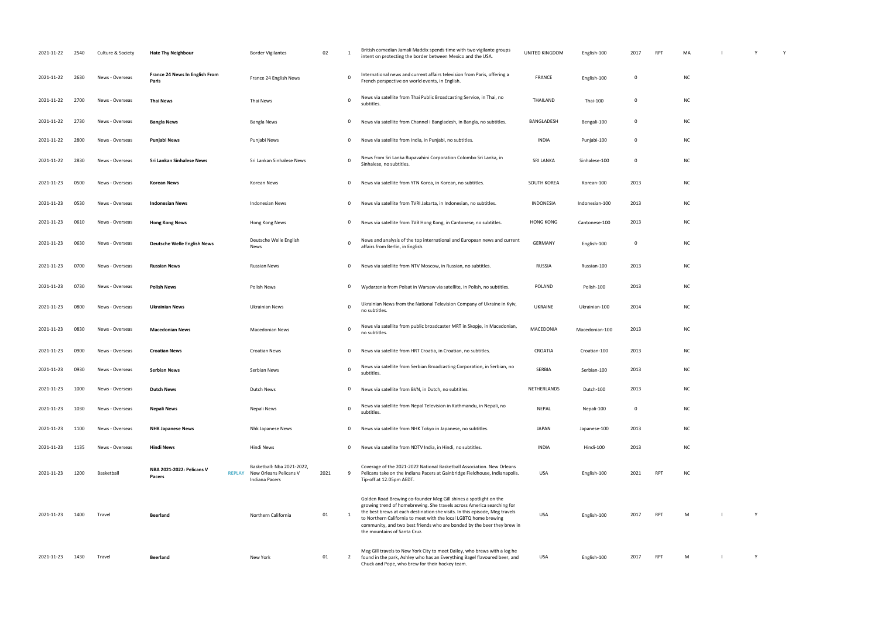| 2021-11-22 | 2540 | Culture & Society | Hate Thy Neighbour | | Border Vigilantes | 02 | 1 | British comedian Jamali Maddix spends time with two vigilante groups intent on protecting the border between Mexico and the USA. | UNITED KINGDOM | English-100 | 2017 | RPT | MA | | l | Y | Y |
|---|---|---|---|---|---|---|---|---|---|---|---|---|---|---|---|---|---|
| 2021-11-22 | 2630 | News - Overseas | France 24 News In English From Paris | | France 24 English News | | 0 | International news and current affairs television from Paris, offering a French perspective on world events, in English. | FRANCE | English-100 | 0 | | NC | | | | |
| 2021-11-22 | 2700 | News - Overseas | Thai News | | Thai News | | 0 | News via satellite from Thai Public Broadcasting Service, in Thai, no subtitles. | THAILAND | Thai-100 | 0 | | NC | | | | |
| 2021-11-22 | 2730 | News - Overseas | Bangla News | | Bangla News | | 0 | News via satellite from Channel i Bangladesh, in Bangla, no subtitles. | BANGLADESH | Bengali-100 | 0 | | NC | | | | |
| 2021-11-22 | 2800 | News - Overseas | Punjabi News | | Punjabi News | | 0 | News via satellite from India, in Punjabi, no subtitles. | INDIA | Punjabi-100 | 0 | | NC | | | | |
| 2021-11-22 | 2830 | News - Overseas | Sri Lankan Sinhalese News | | Sri Lankan Sinhalese News | | 0 | News from Sri Lanka Rupavahini Corporation Colombo Sri Lanka, in Sinhalese, no subtitles. | SRI LANKA | Sinhalese-100 | 0 | | NC | | | | |
| 2021-11-23 | 0500 | News - Overseas | Korean News | | Korean News | | 0 | News via satellite from YTN Korea, in Korean, no subtitles. | SOUTH KOREA | Korean-100 | 2013 | | NC | | | | |
| 2021-11-23 | 0530 | News - Overseas | Indonesian News | | Indonesian News | | 0 | News via satellite from TVRI Jakarta, in Indonesian, no subtitles. | INDONESIA | Indonesian-100 | 2013 | | NC | | | | |
| 2021-11-23 | 0610 | News - Overseas | Hong Kong News | | Hong Kong News | | 0 | News via satellite from TVB Hong Kong, in Cantonese, no subtitles. | HONG KONG | Cantonese-100 | 2013 | | NC | | | | |
| 2021-11-23 | 0630 | News - Overseas | Deutsche Welle English News | | Deutsche Welle English News | | 0 | News and analysis of the top international and European news and current affairs from Berlin, in English. | GERMANY | English-100 | 0 | | NC | | | | |
| 2021-11-23 | 0700 | News - Overseas | Russian News | | Russian News | | 0 | News via satellite from NTV Moscow, in Russian, no subtitles. | RUSSIA | Russian-100 | 2013 | | NC | | | | |
| 2021-11-23 | 0730 | News - Overseas | Polish News | | Polish News | | 0 | Wydarzenia from Polsat in Warsaw via satellite, in Polish, no subtitles. | POLAND | Polish-100 | 2013 | | NC | | | | |
| 2021-11-23 | 0800 | News - Overseas | Ukrainian News | | Ukrainian News | | 0 | Ukrainian News from the National Television Company of Ukraine in Kyiv, no subtitles. | UKRAINE | Ukrainian-100 | 2014 | | NC | | | | |
| 2021-11-23 | 0830 | News - Overseas | Macedonian News | | Macedonian News | | 0 | News via satellite from public broadcaster MRT in Skopje, in Macedonian, no subtitles. | MACEDONIA | Macedonian-100 | 2013 | | NC | | | | |
| 2021-11-23 | 0900 | News - Overseas | Croatian News | | Croatian News | | 0 | News via satellite from HRT Croatia, in Croatian, no subtitles. | CROATIA | Croatian-100 | 2013 | | NC | | | | |
| 2021-11-23 | 0930 | News - Overseas | Serbian News | | Serbian News | | 0 | News via satellite from Serbian Broadcasting Corporation, in Serbian, no subtitles. | SERBIA | Serbian-100 | 2013 | | NC | | | | |
| 2021-11-23 | 1000 | News - Overseas | Dutch News | | Dutch News | | 0 | News via satellite from BVN, in Dutch, no subtitles. | NETHERLANDS | Dutch-100 | 2013 | | NC | | | | |
| 2021-11-23 | 1030 | News - Overseas | Nepali News | | Nepali News | | 0 | News via satellite from Nepal Television in Kathmandu, in Nepali, no subtitles. | NEPAL | Nepali-100 | 0 | | NC | | | | |
| 2021-11-23 | 1100 | News - Overseas | NHK Japanese News | | Nhk Japanese News | | 0 | News via satellite from NHK Tokyo in Japanese, no subtitles. | JAPAN | Japanese-100 | 2013 | | NC | | | | |
| 2021-11-23 | 1135 | News - Overseas | Hindi News | | Hindi News | | 0 | News via satellite from NDTV India, in Hindi, no subtitles. | INDIA | Hindi-100 | 2013 | | NC | | | | |
| 2021-11-23 | 1200 | Basketball | NBA 2021-2022: Pelicans V Pacers | REPLAY | Basketball: Nba 2021-2022, New Orleans Pelicans V Indiana Pacers | 2021 | 9 | Coverage of the 2021-2022 National Basketball Association. New Orleans Pelicans take on the Indiana Pacers at Gainbridge Fieldhouse, Indianapolis. Tip-off at 12.05pm AEDT. | USA | English-100 | 2021 | RPT | NC | | | | |
| 2021-11-23 | 1400 | Travel | Beerland | | Northern California | 01 | 1 | Golden Road Brewing co-founder Meg Gill shines a spotlight on the growing trend of homebrewing. She travels across America searching for the best brews at each destination she visits. In this episode, Meg travels to Northern California to meet with the local LGBTQ home brewing community, and two best friends who are bonded by the beer they brew in the mountains of Santa Cruz. | USA | English-100 | 2017 | RPT | M | | l | Y | |
| 2021-11-23 | 1430 | Travel | Beerland | | New York | 01 | 2 | Meg Gill travels to New York City to meet Dailey, who brews with a log he found in the park, Ashley who has an Everything Bagel flavoured beer, and Chuck and Pope, who brew for their hockey team. | USA | English-100 | 2017 | RPT | M | | l | Y | |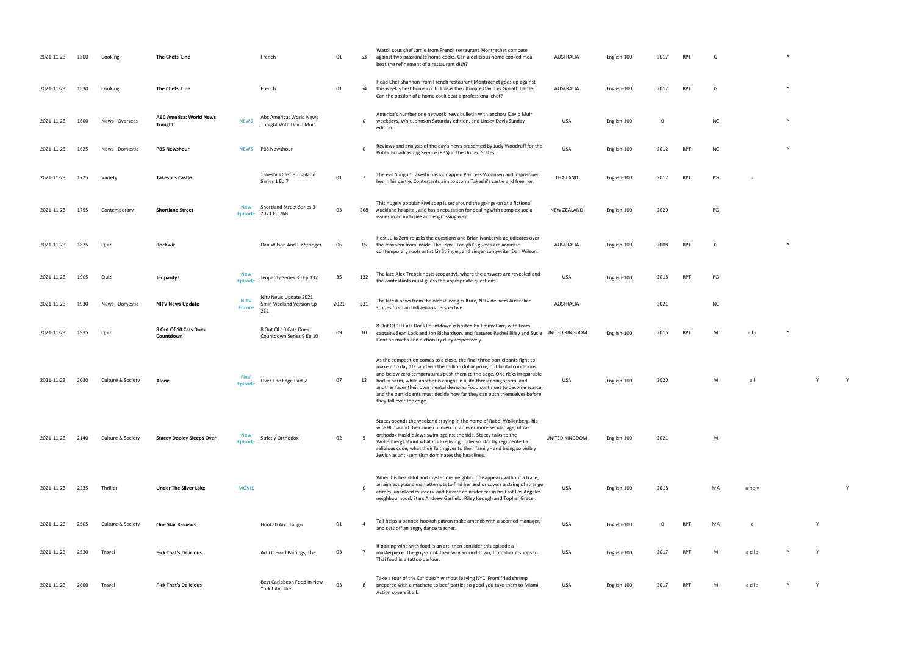| | | | | | | | | | | | | | | | | | | |
|---|---|---|---|---|---|---|---|---|---|---|---|---|---|---|---|---|---|---|
| 2021-11-23 | 1500 | Cooking | **The Chefs' Line** | | French | 01 | 53 | Watch sous chef Jamie from French restaurant Montrachet compete against two passionate home cooks. Can a delicious home cooked meal beat the refinement of a restaurant dish? | AUSTRALIA | English-100 | 2017 | RPT | G | | | Y | | |
| 2021-11-23 | 1530 | Cooking | **The Chefs' Line** | | French | 01 | 54 | Head Chef Shannon from French restaurant Montrachet goes up against this week's best home cook. This is the ultimate David vs Goliath battle. Can the passion of a home cook beat a professional chef? | AUSTRALIA | English-100 | 2017 | RPT | G | | | Y | | |
| 2021-11-23 | 1600 | News - Overseas | **ABC America: World News Tonight** | **NEWS** | Abc America: World News Tonight With David Muir | | 0 | America's number one network news bulletin with anchors David Muir weekdays, Whit Johnson Saturday edition, and Linsey Davis Sunday edition. | USA | English-100 | 0 | | NC | | | Y | | |
| 2021-11-23 | 1625 | News - Domestic | **PBS Newshour** | **NEWS** | PBS Newshour | | 0 | Reviews and analysis of the day's news presented by Judy Woodruff for the Public Broadcasting Service (PBS) in the United States. | USA | English-100 | 2012 | RPT | NC | | | Y | | |
| 2021-11-23 | 1725 | Variety | **Takeshi's Castle** | | Takeshi's Castle Thailand Series 1 Ep 7 | 01 | 7 | The evil Shogun Takeshi has kidnapped Princess Woonsen and imprisoned her in his castle. Contestants aim to storm Takeshi's castle and free her. | THAILAND | English-100 | 2017 | RPT | PG | a | | | | |
| 2021-11-23 | 1755 | Contemporary | **Shortland Street** | **New Episode** | Shortland Street Series 3 2021 Ep 268 | 03 | 268 | This hugely popular Kiwi soap is set around the goings-on at a fictional Auckland hospital, and has a reputation for dealing with complex social issues in an inclusive and engrossing way. | NEW ZEALAND | English-100 | 2020 | | PG | | | | | |
| 2021-11-23 | 1825 | Quiz | **RocKwiz** | | Dan Wilson And Liz Stringer | 06 | 15 | Host Julia Zemiro asks the questions and Brian Nankervis adjudicates over the mayhem from inside 'The Espy'. Tonight's guests are acoustic contemporary roots artist Liz Stringer, and singer-songwriter Dan Wilson. | AUSTRALIA | English-100 | 2008 | RPT | G | | | Y | | |
| 2021-11-23 | 1905 | Quiz | **Jeopardy!** | **New Episode** | Jeopardy Series 35 Ep 132 | 35 | 132 | The late Alex Trebek hosts Jeopardy!, where the answers are revealed and the contestants must guess the appropriate questions. | USA | English-100 | 2018 | RPT | PG | | | | | |
| 2021-11-23 | 1930 | News - Domestic | **NITV News Update** | **NITV Encore** | Nitv News Update 2021 5min Viceland Version Ep 231 | 2021 | 231 | The latest news from the oldest living culture, NITV delivers Australian stories from an Indigenous perspective. | AUSTRALIA | | 2021 | | NC | | | | | |
| 2021-11-23 | 1935 | Quiz | **8 Out Of 10 Cats Does Countdown** | | 8 Out Of 10 Cats Does Countdown Series 9 Ep 10 | 09 | 10 | 8 Out Of 10 Cats Does Countdown is hosted by Jimmy Carr, with team captains Sean Lock and Jon Richardson, and features Rachel Riley and Susie Dent on maths and dictionary duty respectively. | UNITED KINGDOM | English-100 | 2016 | RPT | M | a l s | Y | | | |
| 2021-11-23 | 2030 | Culture & Society | **Alone** | **Final Episode** | Over The Edge Part 2 | 07 | 12 | As the competition comes to a close, the final three participants fight to make it to day 100 and win the million dollar prize, but brutal conditions and below zero temperatures push them to the edge. One risks irreparable bodily harm, while another is caught in a life-threatening storm, and another faces their own mental demons. Food continues to become scarce, and the participants must decide how far they can push themselves before they fall over the edge. | USA | English-100 | 2020 | | M | a l | | | Y | Y |
| 2021-11-23 | 2140 | Culture & Society | **Stacey Dooley Sleeps Over** | **New Episode** | Strictly Orthodox | 02 | 5 | Stacey spends the weekend staying in the home of Rabbi Wollenberg, his wife Blima and their nine children. In an ever more secular age, ultra-orthodox Hasidic Jews swim against the tide. Stacey talks to the Wollenbergs about what it's like living under so strictly regimented a religious code, what their faith gives to their family - and being so visibly Jewish as anti-semitism dominates the headlines. | UNITED KINGDOM | English-100 | 2021 | | M | | | | | |
| 2021-11-23 | 2235 | Thriller | **Under The Silver Lake** | **MOVIE** | | | 0 | When his beautiful and mysterious neighbour disappears without a trace, an aimless young man attempts to find her and uncovers a string of strange crimes, unsolved murders, and bizarre coincidences in his East Los Angeles neighbourhood. Stars Andrew Garfield, Riley Keough and Topher Grace. | USA | English-100 | 2018 | | MA | a n s v | | | | Y |
| 2021-11-23 | 2505 | Culture & Society | **One Star Reviews** | | Hookah And Tango | 01 | 4 | Taji helps a banned hookah patron make amends with a scorned manager, and sets off an angry dance teacher. | USA | English-100 | 0 | RPT | MA | d | | | Y | |
| 2021-11-23 | 2530 | Travel | **F-ck That's Delicious** | | Art Of Food Pairings, The | 03 | 7 | If pairing wine with food is an art, then consider this episode a masterpiece. The guys drink their way around town, from donut shops to Thai food in a tattoo parlour. | USA | English-100 | 2017 | RPT | M | a d l s | Y | | Y | |
| 2021-11-23 | 2600 | Travel | **F-ck That's Delicious** | | Best Caribbean Food In New York City, The | 03 | 8 | Take a tour of the Caribbean without leaving NYC. From fried shrimp prepared with a machete to beef patties so good you take them to Miami, Action covers it all. | USA | English-100 | 2017 | RPT | M | a d l s | Y | | Y | |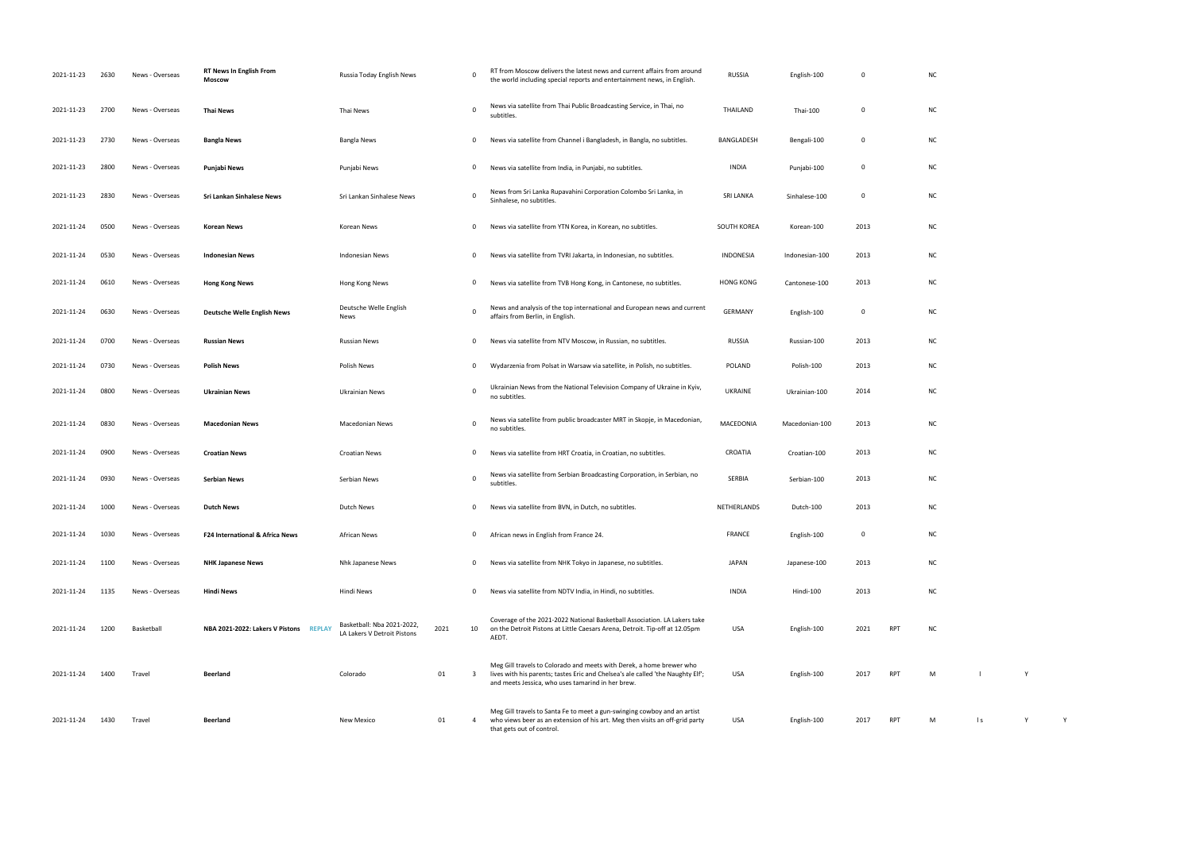| | | | | | | | | | | | | | | | | |
|---|---|---|---|---|---|---|---|---|---|---|---|---|---|---|---|---|
| 2021-11-23 | 2630 | News - Overseas | **RT News In English From Moscow** | Russia Today English News | | 0 | RT from Moscow delivers the latest news and current affairs from around the world including special reports and entertainment news, in English. | RUSSIA | English-100 | 0 | | NC | | | |
| 2021-11-23 | 2700 | News - Overseas | **Thai News** | Thai News | | 0 | News via satellite from Thai Public Broadcasting Service, in Thai, no subtitles. | THAILAND | Thai-100 | 0 | | NC | | | |
| 2021-11-23 | 2730 | News - Overseas | **Bangla News** | Bangla News | | 0 | News via satellite from Channel i Bangladesh, in Bangla, no subtitles. | BANGLADESH | Bengali-100 | 0 | | NC | | | |
| 2021-11-23 | 2800 | News - Overseas | **Punjabi News** | Punjabi News | | 0 | News via satellite from India, in Punjabi, no subtitles. | INDIA | Punjabi-100 | 0 | | NC | | | |
| 2021-11-23 | 2830 | News - Overseas | **Sri Lankan Sinhalese News** | Sri Lankan Sinhalese News | | 0 | News from Sri Lanka Rupavahini Corporation Colombo Sri Lanka, in Sinhalese, no subtitles. | SRI LANKA | Sinhalese-100 | 0 | | NC | | | |
| 2021-11-24 | 0500 | News - Overseas | **Korean News** | Korean News | | 0 | News via satellite from YTN Korea, in Korean, no subtitles. | SOUTH KOREA | Korean-100 | 2013 | | NC | | | |
| 2021-11-24 | 0530 | News - Overseas | **Indonesian News** | Indonesian News | | 0 | News via satellite from TVRI Jakarta, in Indonesian, no subtitles. | INDONESIA | Indonesian-100 | 2013 | | NC | | | |
| 2021-11-24 | 0610 | News - Overseas | **Hong Kong News** | Hong Kong News | | 0 | News via satellite from TVB Hong Kong, in Cantonese, no subtitles. | HONG KONG | Cantonese-100 | 2013 | | NC | | | |
| 2021-11-24 | 0630 | News - Overseas | **Deutsche Welle English News** | Deutsche Welle English News | | 0 | News and analysis of the top international and European news and current affairs from Berlin, in English. | GERMANY | English-100 | 0 | | NC | | | |
| 2021-11-24 | 0700 | News - Overseas | **Russian News** | Russian News | | 0 | News via satellite from NTV Moscow, in Russian, no subtitles. | RUSSIA | Russian-100 | 2013 | | NC | | | |
| 2021-11-24 | 0730 | News - Overseas | **Polish News** | Polish News | | 0 | Wydarzenia from Polsat in Warsaw via satellite, in Polish, no subtitles. | POLAND | Polish-100 | 2013 | | NC | | | |
| 2021-11-24 | 0800 | News - Overseas | **Ukrainian News** | Ukrainian News | | 0 | Ukrainian News from the National Television Company of Ukraine in Kyiv, no subtitles. | UKRAINE | Ukrainian-100 | 2014 | | NC | | | |
| 2021-11-24 | 0830 | News - Overseas | **Macedonian News** | Macedonian News | | 0 | News via satellite from public broadcaster MRT in Skopje, in Macedonian, no subtitles. | MACEDONIA | Macedonian-100 | 2013 | | NC | | | |
| 2021-11-24 | 0900 | News - Overseas | **Croatian News** | Croatian News | | 0 | News via satellite from HRT Croatia, in Croatian, no subtitles. | CROATIA | Croatian-100 | 2013 | | NC | | | |
| 2021-11-24 | 0930 | News - Overseas | **Serbian News** | Serbian News | | 0 | News via satellite from Serbian Broadcasting Corporation, in Serbian, no subtitles. | SERBIA | Serbian-100 | 2013 | | NC | | | |
| 2021-11-24 | 1000 | News - Overseas | **Dutch News** | Dutch News | | 0 | News via satellite from BVN, in Dutch, no subtitles. | NETHERLANDS | Dutch-100 | 2013 | | NC | | | |
| 2021-11-24 | 1030 | News - Overseas | **F24 International & Africa News** | African News | | 0 | African news in English from France 24. | FRANCE | English-100 | 0 | | NC | | | |
| 2021-11-24 | 1100 | News - Overseas | **NHK Japanese News** | Nhk Japanese News | | 0 | News via satellite from NHK Tokyo in Japanese, no subtitles. | JAPAN | Japanese-100 | 2013 | | NC | | | |
| 2021-11-24 | 1135 | News - Overseas | **Hindi News** | Hindi News | | 0 | News via satellite from NDTV India, in Hindi, no subtitles. | INDIA | Hindi-100 | 2013 | | NC | | | |
| 2021-11-24 | 1200 | Basketball | **NBA 2021-2022: Lakers V Pistons** REPLAY | Basketball: Nba 2021-2022, LA Lakers V Detroit Pistons | 2021 | 10 | Coverage of the 2021-2022 National Basketball Association. LA Lakers take on the Detroit Pistons at Little Caesars Arena, Detroit. Tip-off at 12.05pm AEDT. | USA | English-100 | 2021 | RPT | NC | | | |
| 2021-11-24 | 1400 | Travel | **Beerland** | Colorado | 01 | 3 | Meg Gill travels to Colorado and meets with Derek, a home brewer who lives with his parents; tastes Eric and Chelsea's ale called 'the Naughty Elf'; and meets Jessica, who uses tamarind in her brew. | USA | English-100 | 2017 | RPT | M | l | Y | |
| 2021-11-24 | 1430 | Travel | **Beerland** | New Mexico | 01 | 4 | Meg Gill travels to Santa Fe to meet a gun-swinging cowboy and an artist who views beer as an extension of his art. Meg then visits an off-grid party that gets out of control. | USA | English-100 | 2017 | RPT | M | l s | Y | Y |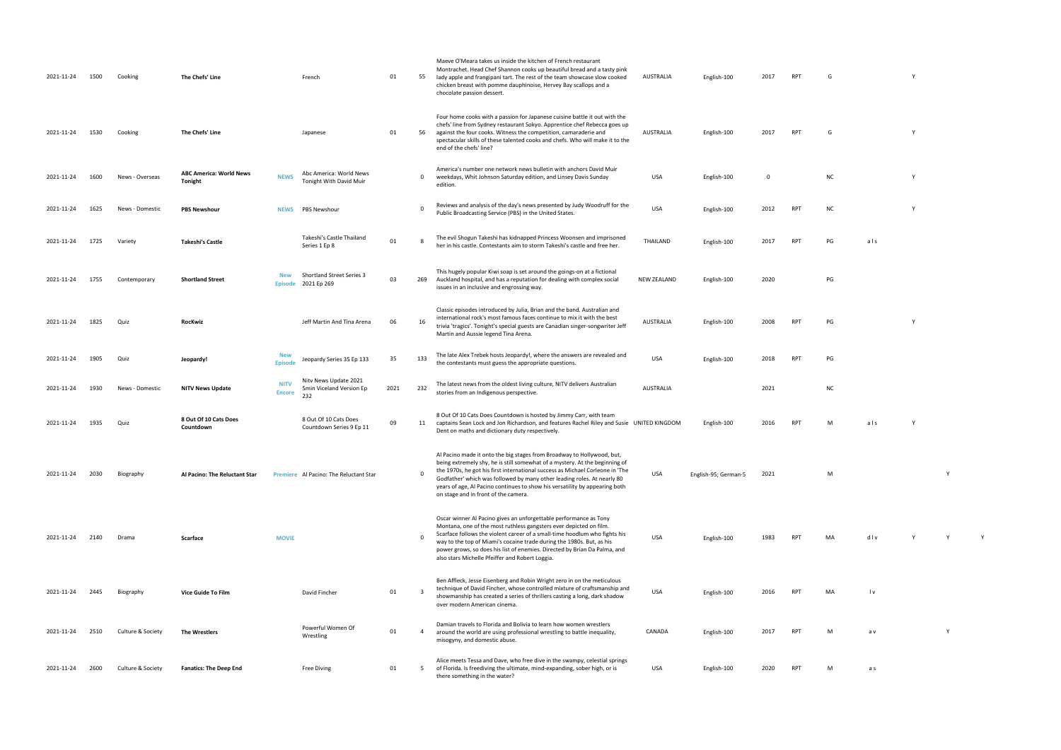| | | | | | | | | | | | | | | | | | |
|---|---|---|---|---|---|---|---|---|---|---|---|---|---|---|---|---|---|
| 2021-11-24 | 1500 | Cooking | **The Chefs' Line** | | French | 01 | 55 | Maeve O'Meara takes us inside the kitchen of French restaurant Montrachet. Head Chef Shannon cooks up beautiful bread and a tasty pink lady apple and frangipani tart. The rest of the team showcase slow cooked chicken breast with pomme dauphinoise, Hervey Bay scallops and a chocolate passion dessert. | AUSTRALIA | English-100 | 2017 | RPT | G | | Y | | |
| 2021-11-24 | 1530 | Cooking | **The Chefs' Line** | | Japanese | 01 | 56 | Four home cooks with a passion for Japanese cuisine battle it out with the chefs' line from Sydney restaurant Sokyo. Apprentice chef Rebecca goes up against the four cooks. Witness the competition, camaraderie and spectacular skills of these talented cooks and chefs. Who will make it to the end of the chefs' line? | AUSTRALIA | English-100 | 2017 | RPT | G | | Y | | |
| 2021-11-24 | 1600 | News - Overseas | **ABC America: World News Tonight** | NEWS | Abc America: World News Tonight With David Muir | | 0 | America's number one network news bulletin with anchors David Muir weekdays, Whit Johnson Saturday edition, and Linsey Davis Sunday edition. | USA | English-100 | 0 | | NC | | Y | | |
| 2021-11-24 | 1625 | News - Domestic | **PBS Newshour** | NEWS | PBS Newshour | | 0 | Reviews and analysis of the day's news presented by Judy Woodruff for the Public Broadcasting Service (PBS) in the United States. | USA | English-100 | 2012 | RPT | NC | | Y | | |
| 2021-11-24 | 1725 | Variety | **Takeshi's Castle** | | Takeshi's Castle Thailand Series 1 Ep 8 | 01 | 8 | The evil Shogun Takeshi has kidnapped Princess Woonsen and imprisoned her in his castle. Contestants aim to storm Takeshi's castle and free her. | THAILAND | English-100 | 2017 | RPT | PG | a l s | | | |
| 2021-11-24 | 1755 | Contemporary | **Shortland Street** | New Episode | Shortland Street Series 3 2021 Ep 269 | 03 | 269 | This hugely popular Kiwi soap is set around the goings-on at a fictional Auckland hospital, and has a reputation for dealing with complex social issues in an inclusive and engrossing way. | NEW ZEALAND | English-100 | 2020 | | PG | | | | |
| 2021-11-24 | 1825 | Quiz | **RocKwiz** | | Jeff Martin And Tina Arena | 06 | 16 | Classic episodes introduced by Julia, Brian and the band. Australian and international rock's most famous faces continue to mix it with the best trivia 'tragics'. Tonight's special guests are Canadian singer-songwriter Jeff Martin and Aussie legend Tina Arena. | AUSTRALIA | English-100 | 2008 | RPT | PG | | Y | | |
| 2021-11-24 | 1905 | Quiz | **Jeopardy!** | New Episode | Jeopardy Series 35 Ep 133 | 35 | 133 | The late Alex Trebek hosts Jeopardy!, where the answers are revealed and the contestants must guess the appropriate questions. | USA | English-100 | 2018 | RPT | PG | | | | |
| 2021-11-24 | 1930 | News - Domestic | **NITV News Update** | NITV Encore | Nitv News Update 2021 5min Viceland Version Ep 232 | 2021 | 232 | The latest news from the oldest living culture, NITV delivers Australian stories from an Indigenous perspective. | AUSTRALIA | | 2021 | | NC | | | | |
| 2021-11-24 | 1935 | Quiz | **8 Out Of 10 Cats Does Countdown** | | 8 Out Of 10 Cats Does Countdown Series 9 Ep 11 | 09 | 11 | 8 Out Of 10 Cats Does Countdown is hosted by Jimmy Carr, with team captains Sean Lock and Jon Richardson, and features Rachel Riley and Susie Dent on maths and dictionary duty respectively. | UNITED KINGDOM | English-100 | 2016 | RPT | M | a l s | Y | | |
| 2021-11-24 | 2030 | Biography | **Al Pacino: The Reluctant Star** | Premiere | Al Pacino: The Reluctant Star | | 0 | Al Pacino made it onto the big stages from Broadway to Hollywood, but, being extremely shy, he is still somewhat of a mystery. At the beginning of the 1970s, he got his first international success as Michael Corleone in 'The Godfather' which was followed by many other leading roles. At nearly 80 years of age, Al Pacino continues to show his versatility by appearing both on stage and in front of the camera. | USA | English-95; German-5 | 2021 | | M | | | Y | |
| 2021-11-24 | 2140 | Drama | **Scarface** | MOVIE | | | 0 | Oscar winner Al Pacino gives an unforgettable performance as Tony Montana, one of the most ruthless gangsters ever depicted on film. Scarface follows the violent career of a small-time hoodlum who fights his way to the top of Miami's cocaine trade during the 1980s. But, as his power grows, so does his list of enemies. Directed by Brian Da Palma, and also stars Michelle Pfeiffer and Robert Loggia. | USA | English-100 | 1983 | RPT | MA | d l v | Y | Y | Y |
| 2021-11-24 | 2445 | Biography | **Vice Guide To Film** | | David Fincher | 01 | 3 | Ben Affleck, Jesse Eisenberg and Robin Wright zero in on the meticulous technique of David Fincher, whose controlled mixture of craftsmanship and showmanship has created a series of thrillers casting a long, dark shadow over modern American cinema. | USA | English-100 | 2016 | RPT | MA | l v | | | |
| 2021-11-24 | 2510 | Culture & Society | **The Wrestlers** | | Powerful Women Of Wrestling | 01 | 4 | Damian travels to Florida and Bolivia to learn how women wrestlers around the world are using professional wrestling to battle inequality, misogyny, and domestic abuse. | CANADA | English-100 | 2017 | RPT | M | a v | | Y | |
| 2021-11-24 | 2600 | Culture & Society | **Fanatics: The Deep End** | | Free Diving | 01 | 5 | Alice meets Tessa and Dave, who free dive in the swampy, celestial springs of Florida. Is freediving the ultimate, mind-expanding, sober high, or is there something in the water? | USA | English-100 | 2020 | RPT | M | a s | | | |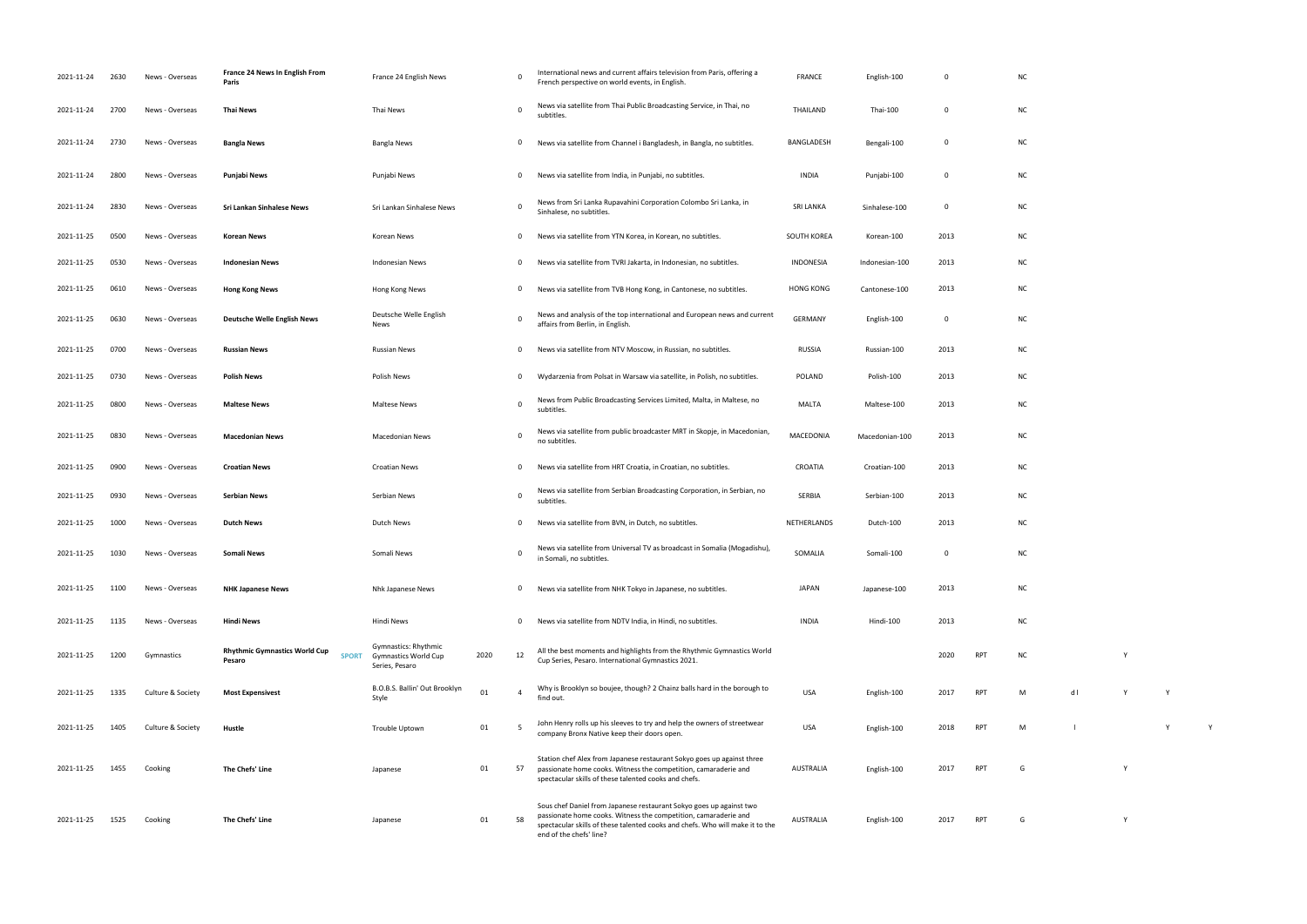| | | | | | | | | | | | | | | | | | |
|---|---|---|---|---|---|---|---|---|---|---|---|---|---|---|---|---|---|
| 2021-11-24 | 2630 | News - Overseas | **France 24 News In English From Paris** | | France 24 English News | | 0 | International news and current affairs television from Paris, offering a French perspective on world events, in English. | FRANCE | English-100 | 0 | | NC | | | | |
| 2021-11-24 | 2700 | News - Overseas | **Thai News** | | Thai News | | 0 | News via satellite from Thai Public Broadcasting Service, in Thai, no subtitles. | THAILAND | Thai-100 | 0 | | NC | | | | |
| 2021-11-24 | 2730 | News - Overseas | **Bangla News** | | Bangla News | | 0 | News via satellite from Channel i Bangladesh, in Bangla, no subtitles. | BANGLADESH | Bengali-100 | 0 | | NC | | | | |
| 2021-11-24 | 2800 | News - Overseas | **Punjabi News** | | Punjabi News | | 0 | News via satellite from India, in Punjabi, no subtitles. | INDIA | Punjabi-100 | 0 | | NC | | | | |
| 2021-11-24 | 2830 | News - Overseas | **Sri Lankan Sinhalese News** | | Sri Lankan Sinhalese News | | 0 | News from Sri Lanka Rupavahini Corporation Colombo Sri Lanka, in Sinhalese, no subtitles. | SRI LANKA | Sinhalese-100 | 0 | | NC | | | | |
| 2021-11-25 | 0500 | News - Overseas | **Korean News** | | Korean News | | 0 | News via satellite from YTN Korea, in Korean, no subtitles. | SOUTH KOREA | Korean-100 | 2013 | | NC | | | | |
| 2021-11-25 | 0530 | News - Overseas | **Indonesian News** | | Indonesian News | | 0 | News via satellite from TVRI Jakarta, in Indonesian, no subtitles. | INDONESIA | Indonesian-100 | 2013 | | NC | | | | |
| 2021-11-25 | 0610 | News - Overseas | **Hong Kong News** | | Hong Kong News | | 0 | News via satellite from TVB Hong Kong, in Cantonese, no subtitles. | HONG KONG | Cantonese-100 | 2013 | | NC | | | | |
| 2021-11-25 | 0630 | News - Overseas | **Deutsche Welle English News** | | Deutsche Welle English News | | 0 | News and analysis of the top international and European news and current affairs from Berlin, in English. | GERMANY | English-100 | 0 | | NC | | | | |
| 2021-11-25 | 0700 | News - Overseas | **Russian News** | | Russian News | | 0 | News via satellite from NTV Moscow, in Russian, no subtitles. | RUSSIA | Russian-100 | 2013 | | NC | | | | |
| 2021-11-25 | 0730 | News - Overseas | **Polish News** | | Polish News | | 0 | Wydarzenia from Polsat in Warsaw via satellite, in Polish, no subtitles. | POLAND | Polish-100 | 2013 | | NC | | | | |
| 2021-11-25 | 0800 | News - Overseas | **Maltese News** | | Maltese News | | 0 | News from Public Broadcasting Services Limited, Malta, in Maltese, no subtitles. | MALTA | Maltese-100 | 2013 | | NC | | | | |
| 2021-11-25 | 0830 | News - Overseas | **Macedonian News** | | Macedonian News | | 0 | News via satellite from public broadcaster MRT in Skopje, in Macedonian, no subtitles. | MACEDONIA | Macedonian-100 | 2013 | | NC | | | | |
| 2021-11-25 | 0900 | News - Overseas | **Croatian News** | | Croatian News | | 0 | News via satellite from HRT Croatia, in Croatian, no subtitles. | CROATIA | Croatian-100 | 2013 | | NC | | | | |
| 2021-11-25 | 0930 | News - Overseas | **Serbian News** | | Serbian News | | 0 | News via satellite from Serbian Broadcasting Corporation, in Serbian, no subtitles. | SERBIA | Serbian-100 | 2013 | | NC | | | | |
| 2021-11-25 | 1000 | News - Overseas | **Dutch News** | | Dutch News | | 0 | News via satellite from BVN, in Dutch, no subtitles. | NETHERLANDS | Dutch-100 | 2013 | | NC | | | | |
| 2021-11-25 | 1030 | News - Overseas | **Somali News** | | Somali News | | 0 | News via satellite from Universal TV as broadcast in Somalia (Mogadishu), in Somali, no subtitles. | SOMALIA | Somali-100 | 0 | | NC | | | | |
| 2021-11-25 | 1100 | News - Overseas | **NHK Japanese News** | | Nhk Japanese News | | 0 | News via satellite from NHK Tokyo in Japanese, no subtitles. | JAPAN | Japanese-100 | 2013 | | NC | | | | |
| 2021-11-25 | 1135 | News - Overseas | **Hindi News** | | Hindi News | | 0 | News via satellite from NDTV India, in Hindi, no subtitles. | INDIA | Hindi-100 | 2013 | | NC | | | | |
| 2021-11-25 | 1200 | Gymnastics | **Rhythmic Gymnastics World Cup Pesaro** | SPORT | Gymnastics: Rhythmic Gymnastics World Cup Series, Pesaro | 2020 | 12 | All the best moments and highlights from the Rhythmic Gymnastics World Cup Series, Pesaro. International Gymnastics 2021. | | | 2020 | RPT | NC | | Y | | |
| 2021-11-25 | 1335 | Culture & Society | **Most Expensivest** | | B.O.B.S. Ballin' Out Brooklyn Style | 01 | 4 | Why is Brooklyn so boujee, though? 2 Chainz balls hard in the borough to find out. | USA | English-100 | 2017 | RPT | M | d l | Y | Y | |
| 2021-11-25 | 1405 | Culture & Society | **Hustle** | | Trouble Uptown | 01 | 5 | John Henry rolls up his sleeves to try and help the owners of streetwear company Bronx Native keep their doors open. | USA | English-100 | 2018 | RPT | M | l | | Y | Y |
| 2021-11-25 | 1455 | Cooking | **The Chefs' Line** | | Japanese | 01 | 57 | Station chef Alex from Japanese restaurant Sokyo goes up against three passionate home cooks. Witness the competition, camaraderie and spectacular skills of these talented cooks and chefs. | AUSTRALIA | English-100 | 2017 | RPT | G | | Y | | |
| 2021-11-25 | 1525 | Cooking | **The Chefs' Line** | | Japanese | 01 | 58 | Sous chef Daniel from Japanese restaurant Sokyo goes up against two passionate home cooks. Witness the competition, camaraderie and spectacular skills of these talented cooks and chefs. Who will make it to the end of the chefs' line? | AUSTRALIA | English-100 | 2017 | RPT | G | | Y | | |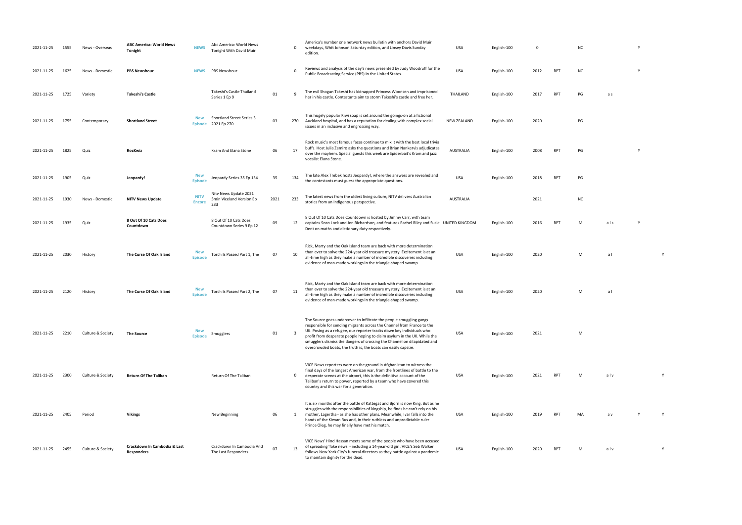| | | | | | | | | | | | | | | | | |
|---|---|---|---|---|---|---|---|---|---|---|---|---|---|---|---|---|
| 2021-11-25 | 1555 | News - Overseas | **ABC America: World News Tonight** | NEWS | Abc America: World News Tonight With David Muir | | 0 | America's number one network news bulletin with anchors David Muir weekdays, Whit Johnson Saturday edition, and Linsey Davis Sunday edition. | USA | English-100 | 0 | | NC | | Y | |
| 2021-11-25 | 1625 | News - Domestic | **PBS Newshour** | NEWS | PBS Newshour | | 0 | Reviews and analysis of the day's news presented by Judy Woodruff for the Public Broadcasting Service (PBS) in the United States. | USA | English-100 | 2012 | RPT | NC | | Y | |
| 2021-11-25 | 1725 | Variety | **Takeshi's Castle** | | Takeshi's Castle Thailand Series 1 Ep 9 | 01 | 9 | The evil Shogun Takeshi has kidnapped Princess Woonsen and imprisoned her in his castle. Contestants aim to storm Takeshi's castle and free her. | THAILAND | English-100 | 2017 | RPT | PG | a s | | |
| 2021-11-25 | 1755 | Contemporary | **Shortland Street** | New Episode | Shortland Street Series 3 2021 Ep 270 | 03 | 270 | This hugely popular Kiwi soap is set around the goings-on at a fictional Auckland hospital, and has a reputation for dealing with complex social issues in an inclusive and engrossing way. | NEW ZEALAND | English-100 | 2020 | | PG | | | |
| 2021-11-25 | 1825 | Quiz | **RocKwiz** | | Kram And Elana Stone | 06 | 17 | Rock music's most famous faces continue to mix it with the best local trivia buffs. Host Julia Zemiro asks the questions and Brian Nankervis adjudicates over the mayhem. Special guests this week are Spiderbait's Kram and jazz vocalist Elana Stone. | AUSTRALIA | English-100 | 2008 | RPT | PG | | Y | |
| 2021-11-25 | 1905 | Quiz | **Jeopardy!** | New Episode | Jeopardy Series 35 Ep 134 | 35 | 134 | The late Alex Trebek hosts Jeopardy!, where the answers are revealed and the contestants must guess the appropriate questions. | USA | English-100 | 2018 | RPT | PG | | | |
| 2021-11-25 | 1930 | News - Domestic | **NITV News Update** | NITV Encore | Nitv News Update 2021 5min Viceland Version Ep 233 | 2021 | 233 | The latest news from the oldest living culture, NITV delivers Australian stories from an Indigenous perspective. | AUSTRALIA | | 2021 | | NC | | | |
| 2021-11-25 | 1935 | Quiz | **8 Out Of 10 Cats Does Countdown** | | 8 Out Of 10 Cats Does Countdown Series 9 Ep 12 | 09 | 12 | 8 Out Of 10 Cats Does Countdown is hosted by Jimmy Carr, with team captains Sean Lock and Jon Richardson, and features Rachel Riley and Susie Dent on maths and dictionary duty respectively. | UNITED KINGDOM | English-100 | 2016 | RPT | M | a l s | Y | |
| 2021-11-25 | 2030 | History | **The Curse Of Oak Island** | New Episode | Torch Is Passed Part 1, The | 07 | 10 | Rick, Marty and the Oak Island team are back with more determination than ever to solve the 224-year old treasure mystery. Excitement is at an all-time high as they make a number of incredible discoveries including evidence of man-made workings in the triangle-shaped swamp. | USA | English-100 | 2020 | | M | a l | | Y |
| 2021-11-25 | 2120 | History | **The Curse Of Oak Island** | New Episode | Torch Is Passed Part 2, The | 07 | 11 | Rick, Marty and the Oak Island team are back with more determination than ever to solve the 224-year old treasure mystery. Excitement is at an all-time high as they make a number of incredible discoveries including evidence of man-made workings in the triangle-shaped swamp. | USA | English-100 | 2020 | | M | a l | | |
| 2021-11-25 | 2210 | Culture & Society | **The Source** | New Episode | Smugglers | 01 | 3 | The Source goes undercover to infiltrate the people smuggling gangs responsible for sending migrants across the Channel from France to the UK. Posing as a refugee, our reporter tracks down key individuals who profit from desperate people hoping to claim asylum in the UK. While the smugglers dismiss the dangers of crossing the Channel on dilapidated and overcrowded boats, the truth is, the boats can easily capsize. | USA | English-100 | 2021 | | M | | | |
| 2021-11-25 | 2300 | Culture & Society | **Return Of The Taliban** | | Return Of The Taliban | | 0 | VICE News reporters were on the ground in Afghanistan to witness the final days of the longest American war, from the frontlines of battle to the desperate scenes at the airport, this is the definitive account of the Taliban's return to power, reported by a team who have covered this country and this war for a generation. | USA | English-100 | 2021 | RPT | M | a l v | | Y |
| 2021-11-25 | 2405 | Period | **Vikings** | | New Beginning | 06 | 1 | It is six months after the battle of Kattegat and Bjorn is now King. But as he struggles with the responsibilities of kingship, he finds he can't rely on his mother, Lagertha - as she has other plans. Meanwhile, Ivar falls into the hands of the Kievan Rus and, in their ruthless and unpredictable ruler Prince Oleg, he may finally have met his match. | USA | English-100 | 2019 | RPT | MA | a v | Y | Y |
| 2021-11-25 | 2455 | Culture & Society | **Crackdown In Cambodia & Last Responders** | | Crackdown In Cambodia And The Last Responders | 07 | 13 | VICE News' Hind Hassan meets some of the people who have been accused of spreading 'fake news' - including a 14-year-old girl. VICE's Seb Walker follows New York City's funeral directors as they battle against a pandemic to maintain dignity for the dead. | USA | English-100 | 2020 | RPT | M | a l v | | Y |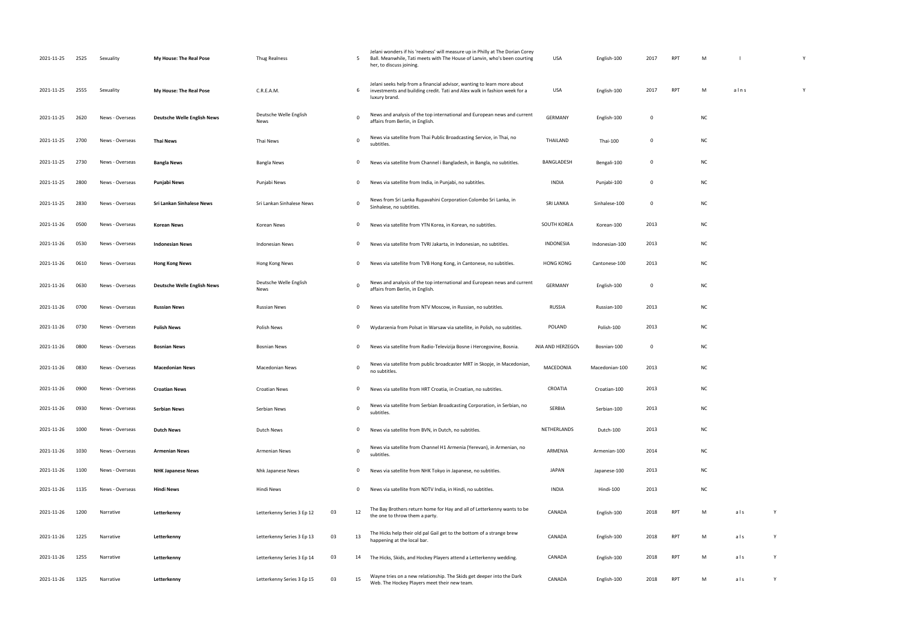| | | | | | | | | | | | | | | | |
|---|---|---|---|---|---|---|---|---|---|---|---|---|---|---|---|
| 2021-11-25 | 2525 | Sexuality | **My House: The Real Pose** | Thug Realness | | 5 | Jelani wonders if his 'realness' will measure up in Philly at The Dorian Corey Ball. Meanwhile, Tati meets with The House of Lanvin, who's been courting her, to discuss joining. | USA | English-100 | 2017 | RPT | M | l | | Y |
| 2021-11-25 | 2555 | Sexuality | **My House: The Real Pose** | C.R.E.A.M. | | 6 | Jelani seeks help from a financial advisor, wanting to learn more about investments and building credit. Tati and Alex walk in fashion week for a luxury brand. | USA | English-100 | 2017 | RPT | M | a l n s | | Y |
| 2021-11-25 | 2620 | News - Overseas | **Deutsche Welle English News** | Deutsche Welle English News | | 0 | News and analysis of the top international and European news and current affairs from Berlin, in English. | GERMANY | English-100 | 0 | | NC | | | |
| 2021-11-25 | 2700 | News - Overseas | **Thai News** | Thai News | | 0 | News via satellite from Thai Public Broadcasting Service, in Thai, no subtitles. | THAILAND | Thai-100 | 0 | | NC | | | |
| 2021-11-25 | 2730 | News - Overseas | **Bangla News** | Bangla News | | 0 | News via satellite from Channel i Bangladesh, in Bangla, no subtitles. | BANGLADESH | Bengali-100 | 0 | | NC | | | |
| 2021-11-25 | 2800 | News - Overseas | **Punjabi News** | Punjabi News | | 0 | News via satellite from India, in Punjabi, no subtitles. | INDIA | Punjabi-100 | 0 | | NC | | | |
| 2021-11-25 | 2830 | News - Overseas | **Sri Lankan Sinhalese News** | Sri Lankan Sinhalese News | | 0 | News from Sri Lanka Rupavahini Corporation Colombo Sri Lanka, in Sinhalese, no subtitles. | SRI LANKA | Sinhalese-100 | 0 | | NC | | | |
| 2021-11-26 | 0500 | News - Overseas | **Korean News** | Korean News | | 0 | News via satellite from YTN Korea, in Korean, no subtitles. | SOUTH KOREA | Korean-100 | 2013 | | NC | | | |
| 2021-11-26 | 0530 | News - Overseas | **Indonesian News** | Indonesian News | | 0 | News via satellite from TVRI Jakarta, in Indonesian, no subtitles. | INDONESIA | Indonesian-100 | 2013 | | NC | | | |
| 2021-11-26 | 0610 | News - Overseas | **Hong Kong News** | Hong Kong News | | 0 | News via satellite from TVB Hong Kong, in Cantonese, no subtitles. | HONG KONG | Cantonese-100 | 2013 | | NC | | | |
| 2021-11-26 | 0630 | News - Overseas | **Deutsche Welle English News** | Deutsche Welle English News | | 0 | News and analysis of the top international and European news and current affairs from Berlin, in English. | GERMANY | English-100 | 0 | | NC | | | |
| 2021-11-26 | 0700 | News - Overseas | **Russian News** | Russian News | | 0 | News via satellite from NTV Moscow, in Russian, no subtitles. | RUSSIA | Russian-100 | 2013 | | NC | | | |
| 2021-11-26 | 0730 | News - Overseas | **Polish News** | Polish News | | 0 | Wydarzenia from Polsat in Warsaw via satellite, in Polish, no subtitles. | POLAND | Polish-100 | 2013 | | NC | | | |
| 2021-11-26 | 0800 | News - Overseas | **Bosnian News** | Bosnian News | | 0 | News via satellite from Radio-Televizija Bosne i Hercegovine, Bosnia. | ;NIA AND HERZEGOV | Bosnian-100 | 0 | | NC | | | |
| 2021-11-26 | 0830 | News - Overseas | **Macedonian News** | Macedonian News | | 0 | News via satellite from public broadcaster MRT in Skopje, in Macedonian, no subtitles. | MACEDONIA | Macedonian-100 | 2013 | | NC | | | |
| 2021-11-26 | 0900 | News - Overseas | **Croatian News** | Croatian News | | 0 | News via satellite from HRT Croatia, in Croatian, no subtitles. | CROATIA | Croatian-100 | 2013 | | NC | | | |
| 2021-11-26 | 0930 | News - Overseas | **Serbian News** | Serbian News | | 0 | News via satellite from Serbian Broadcasting Corporation, in Serbian, no subtitles. | SERBIA | Serbian-100 | 2013 | | NC | | | |
| 2021-11-26 | 1000 | News - Overseas | **Dutch News** | Dutch News | | 0 | News via satellite from BVN, in Dutch, no subtitles. | NETHERLANDS | Dutch-100 | 2013 | | NC | | | |
| 2021-11-26 | 1030 | News - Overseas | **Armenian News** | Armenian News | | 0 | News via satellite from Channel H1 Armenia (Yerevan), in Armenian, no subtitles. | ARMENIA | Armenian-100 | 2014 | | NC | | | |
| 2021-11-26 | 1100 | News - Overseas | **NHK Japanese News** | Nhk Japanese News | | 0 | News via satellite from NHK Tokyo in Japanese, no subtitles. | JAPAN | Japanese-100 | 2013 | | NC | | | |
| 2021-11-26 | 1135 | News - Overseas | **Hindi News** | Hindi News | | 0 | News via satellite from NDTV India, in Hindi, no subtitles. | INDIA | Hindi-100 | 2013 | | NC | | | |
| 2021-11-26 | 1200 | Narrative | **Letterkenny** | Letterkenny Series 3 Ep 12 | 03 | 12 | The Bay Brothers return home for Hay and all of Letterkenny wants to be the one to throw them a party. | CANADA | English-100 | 2018 | RPT | M | a l s | Y | |
| 2021-11-26 | 1225 | Narrative | **Letterkenny** | Letterkenny Series 3 Ep 13 | 03 | 13 | The Hicks help their old pal Gail get to the bottom of a strange brew happening at the local bar. | CANADA | English-100 | 2018 | RPT | M | a l s | Y | |
| 2021-11-26 | 1255 | Narrative | **Letterkenny** | Letterkenny Series 3 Ep 14 | 03 | 14 | The Hicks, Skids, and Hockey Players attend a Letterkenny wedding. | CANADA | English-100 | 2018 | RPT | M | a l s | Y | |
| 2021-11-26 | 1325 | Narrative | **Letterkenny** | Letterkenny Series 3 Ep 15 | 03 | 15 | Wayne tries on a new relationship. The Skids get deeper into the Dark Web. The Hockey Players meet their new team. | CANADA | English-100 | 2018 | RPT | M | a l s | Y | |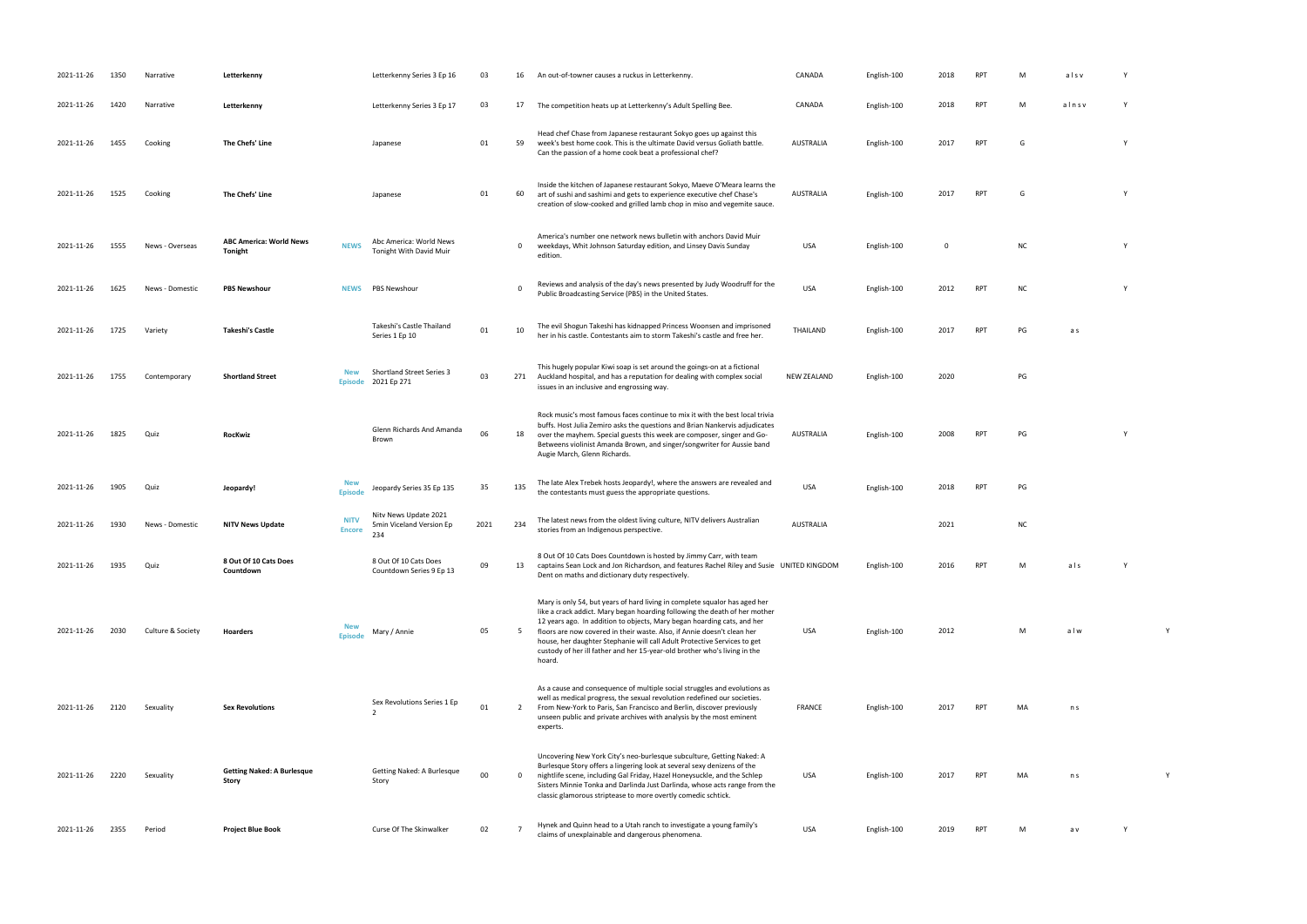| | | | | | | | | | | | | | | | | |
|---|---|---|---|---|---|---|---|---|---|---|---|---|---|---|---|---|
| 2021-11-26 | 1350 | Narrative | **Letterkenny** | | Letterkenny Series 3 Ep 16 | 03 | 16 | An out-of-towner causes a ruckus in Letterkenny. | CANADA | English-100 | 2018 | RPT | M | a l s v | Y | |
| 2021-11-26 | 1420 | Narrative | **Letterkenny** | | Letterkenny Series 3 Ep 17 | 03 | 17 | The competition heats up at Letterkenny's Adult Spelling Bee. | CANADA | English-100 | 2018 | RPT | M | a l n s v | Y | |
| 2021-11-26 | 1455 | Cooking | **The Chefs' Line** | | Japanese | 01 | 59 | Head chef Chase from Japanese restaurant Sokyo goes up against this week's best home cook. This is the ultimate David versus Goliath battle. Can the passion of a home cook beat a professional chef? | AUSTRALIA | English-100 | 2017 | RPT | G | | Y | |
| 2021-11-26 | 1525 | Cooking | **The Chefs' Line** | | Japanese | 01 | 60 | Inside the kitchen of Japanese restaurant Sokyo, Maeve O'Meara learns the art of sushi and sashimi and gets to experience executive chef Chase's creation of slow-cooked and grilled lamb chop in miso and vegemite sauce. | AUSTRALIA | English-100 | 2017 | RPT | G | | Y | |
| 2021-11-26 | 1555 | News - Overseas | **ABC America: World News Tonight** | NEWS | Abc America: World News Tonight With David Muir | | 0 | America's number one network news bulletin with anchors David Muir weekdays, Whit Johnson Saturday edition, and Linsey Davis Sunday edition. | USA | English-100 | 0 | | NC | | Y | |
| 2021-11-26 | 1625 | News - Domestic | **PBS Newshour** | NEWS | PBS Newshour | | 0 | Reviews and analysis of the day's news presented by Judy Woodruff for the Public Broadcasting Service (PBS) in the United States. | USA | English-100 | 2012 | RPT | NC | | Y | |
| 2021-11-26 | 1725 | Variety | **Takeshi's Castle** | | Takeshi's Castle Thailand Series 1 Ep 10 | 01 | 10 | The evil Shogun Takeshi has kidnapped Princess Woonsen and imprisoned her in his castle. Contestants aim to storm Takeshi's castle and free her. | THAILAND | English-100 | 2017 | RPT | PG | a s | | |
| 2021-11-26 | 1755 | Contemporary | **Shortland Street** | New Episode | Shortland Street Series 3 2021 Ep 271 | 03 | 271 | This hugely popular Kiwi soap is set around the goings-on at a fictional Auckland hospital, and has a reputation for dealing with complex social issues in an inclusive and engrossing way. | NEW ZEALAND | English-100 | 2020 | | PG | | | |
| 2021-11-26 | 1825 | Quiz | **RocKwiz** | | Glenn Richards And Amanda Brown | 06 | 18 | Rock music's most famous faces continue to mix it with the best local trivia buffs. Host Julia Zemiro asks the questions and Brian Nankervis adjudicates over the mayhem. Special guests this week are composer, singer and Go-Betweens violinist Amanda Brown, and singer/songwriter for Aussie band Augie March, Glenn Richards. | AUSTRALIA | English-100 | 2008 | RPT | PG | | Y | |
| 2021-11-26 | 1905 | Quiz | **Jeopardy!** | New Episode | Jeopardy Series 35 Ep 135 | 35 | 135 | The late Alex Trebek hosts Jeopardy!, where the answers are revealed and the contestants must guess the appropriate questions. | USA | English-100 | 2018 | RPT | PG | | | |
| 2021-11-26 | 1930 | News - Domestic | **NITV News Update** | NITV Encore | Nitv News Update 2021 5min Viceland Version Ep 234 | 2021 | 234 | The latest news from the oldest living culture, NITV delivers Australian stories from an Indigenous perspective. | AUSTRALIA | | 2021 | | NC | | | |
| 2021-11-26 | 1935 | Quiz | **8 Out Of 10 Cats Does Countdown** | | 8 Out Of 10 Cats Does Countdown Series 9 Ep 13 | 09 | 13 | 8 Out Of 10 Cats Does Countdown is hosted by Jimmy Carr, with team captains Sean Lock and Jon Richardson, and features Rachel Riley and Susie Dent on maths and dictionary duty respectively. | UNITED KINGDOM | English-100 | 2016 | RPT | M | a l s | Y | |
| 2021-11-26 | 2030 | Culture & Society | **Hoarders** | New Episode | Mary / Annie | 05 | 5 | Mary is only 54, but years of hard living in complete squalor has aged her like a crack addict. Mary began hoarding following the death of her mother 12 years ago. In addition to objects, Mary began hoarding cats, and her floors are now covered in their waste. Also, if Annie doesn't clean her house, her daughter Stephanie will call Adult Protective Services to get custody of her ill father and her 15-year-old brother who's living in the hoard. | USA | English-100 | 2012 | | M | a l w | | Y |
| 2021-11-26 | 2120 | Sexuality | **Sex Revolutions** | | Sex Revolutions Series 1 Ep 2 | 01 | 2 | As a cause and consequence of multiple social struggles and evolutions as well as medical progress, the sexual revolution redefined our societies. From New-York to Paris, San Francisco and Berlin, discover previously unseen public and private archives with analysis by the most eminent experts. | FRANCE | English-100 | 2017 | RPT | MA | n s | | |
| 2021-11-26 | 2220 | Sexuality | **Getting Naked: A Burlesque Story** | | Getting Naked: A Burlesque Story | 00 | 0 | Uncovering New York City's neo-burlesque subculture, Getting Naked: A Burlesque Story offers a lingering look at several sexy denizens of the nightlife scene, including Gal Friday, Hazel Honeysuckle, and the Schlep Sisters Minnie Tonka and Darlinda Just Darlinda, whose acts range from the classic glamorous striptease to more overtly comedic schtick. | USA | English-100 | 2017 | RPT | MA | n s | | Y |
| 2021-11-26 | 2355 | Period | **Project Blue Book** | | Curse Of The Skinwalker | 02 | 7 | Hynek and Quinn head to a Utah ranch to investigate a young family's claims of unexplainable and dangerous phenomena. | USA | English-100 | 2019 | RPT | M | a v | Y | |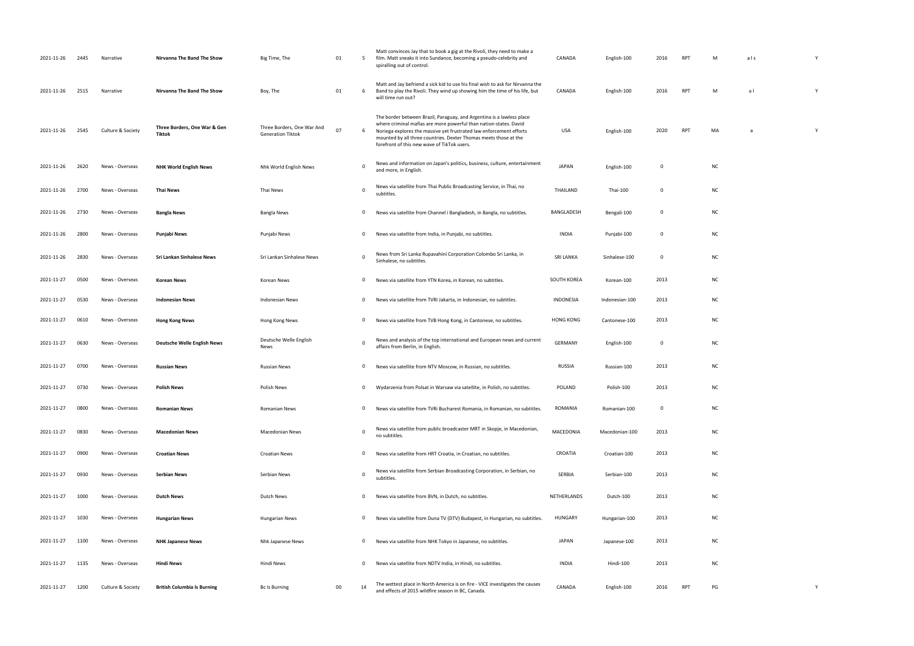| 2021-11-26 | 2445 | Narrative | Nirvanna The Band The Show | Big Time, The | 01 | 5 | Matt convinces Jay that to book a gig at the Rivoli, they need to make a film. Matt sneaks it into Sundance, becoming a pseudo-celebrity and spiralling out of control. | CANADA | English-100 | 2016 | RPT | M | a l s | Y |
|---|---|---|---|---|---|---|---|---|---|---|---|---|---|---|
| 2021-11-26 | 2515 | Narrative | Nirvanna The Band The Show | Boy, The | 01 | 6 | Matt and Jay befriend a sick kid to use his final wish to ask for Nirvanna the Band to play the Rivoli. They wind up showing him the time of his life, but will time run out? | CANADA | English-100 | 2016 | RPT | M | a l | Y |
| 2021-11-26 | 2545 | Culture & Society | Three Borders, One War & Gen Tiktok | Three Borders, One War And Generation Tiktok | 07 | 6 | The border between Brazil, Paraguay, and Argentina is a lawless place where criminal mafias are more powerful than nation-states. David Noriega explores the massive yet frustrated law enforcement efforts mounted by all three countries. Dexter Thomas meets those at the forefront of this new wave of TikTok users. | USA | English-100 | 2020 | RPT | MA | a | Y |
| 2021-11-26 | 2620 | News - Overseas | NHK World English News | Nhk World English News | | 0 | News and information on Japan's politics, business, culture, entertainment and more, in English. | JAPAN | English-100 | 0 | | NC | | |
| 2021-11-26 | 2700 | News - Overseas | Thai News | Thai News | | 0 | News via satellite from Thai Public Broadcasting Service, in Thai, no subtitles. | THAILAND | Thai-100 | 0 | | NC | | |
| 2021-11-26 | 2730 | News - Overseas | Bangla News | Bangla News | | 0 | News via satellite from Channel i Bangladesh, in Bangla, no subtitles. | BANGLADESH | Bengali-100 | 0 | | NC | | |
| 2021-11-26 | 2800 | News - Overseas | Punjabi News | Punjabi News | | 0 | News via satellite from India, in Punjabi, no subtitles. | INDIA | Punjabi-100 | 0 | | NC | | |
| 2021-11-26 | 2830 | News - Overseas | Sri Lankan Sinhalese News | Sri Lankan Sinhalese News | | 0 | News from Sri Lanka Rupavahini Corporation Colombo Sri Lanka, in Sinhalese, no subtitles. | SRI LANKA | Sinhalese-100 | 0 | | NC | | |
| 2021-11-27 | 0500 | News - Overseas | Korean News | Korean News | | 0 | News via satellite from YTN Korea, in Korean, no subtitles. | SOUTH KOREA | Korean-100 | 2013 | | NC | | |
| 2021-11-27 | 0530 | News - Overseas | Indonesian News | Indonesian News | | 0 | News via satellite from TVRI Jakarta, in Indonesian, no subtitles. | INDONESIA | Indonesian-100 | 2013 | | NC | | |
| 2021-11-27 | 0610 | News - Overseas | Hong Kong News | Hong Kong News | | 0 | News via satellite from TVB Hong Kong, in Cantonese, no subtitles. | HONG KONG | Cantonese-100 | 2013 | | NC | | |
| 2021-11-27 | 0630 | News - Overseas | Deutsche Welle English News | Deutsche Welle English News | | 0 | News and analysis of the top international and European news and current affairs from Berlin, in English. | GERMANY | English-100 | 0 | | NC | | |
| 2021-11-27 | 0700 | News - Overseas | Russian News | Russian News | | 0 | News via satellite from NTV Moscow, in Russian, no subtitles. | RUSSIA | Russian-100 | 2013 | | NC | | |
| 2021-11-27 | 0730 | News - Overseas | Polish News | Polish News | | 0 | Wydarzenia from Polsat in Warsaw via satellite, in Polish, no subtitles. | POLAND | Polish-100 | 2013 | | NC | | |
| 2021-11-27 | 0800 | News - Overseas | Romanian News | Romanian News | | 0 | News via satellite from TVRi Bucharest Romania, in Romanian, no subtitles. | ROMANIA | Romanian-100 | 0 | | NC | | |
| 2021-11-27 | 0830 | News - Overseas | Macedonian News | Macedonian News | | 0 | News via satellite from public broadcaster MRT in Skopje, in Macedonian, no subtitles. | MACEDONIA | Macedonian-100 | 2013 | | NC | | |
| 2021-11-27 | 0900 | News - Overseas | Croatian News | Croatian News | | 0 | News via satellite from HRT Croatia, in Croatian, no subtitles. | CROATIA | Croatian-100 | 2013 | | NC | | |
| 2021-11-27 | 0930 | News - Overseas | Serbian News | Serbian News | | 0 | News via satellite from Serbian Broadcasting Corporation, in Serbian, no subtitles. | SERBIA | Serbian-100 | 2013 | | NC | | |
| 2021-11-27 | 1000 | News - Overseas | Dutch News | Dutch News | | 0 | News via satellite from BVN, in Dutch, no subtitles. | NETHERLANDS | Dutch-100 | 2013 | | NC | | |
| 2021-11-27 | 1030 | News - Overseas | Hungarian News | Hungarian News | | 0 | News via satellite from Duna TV (DTV) Budapest, in Hungarian, no subtitles. | HUNGARY | Hungarian-100 | 2013 | | NC | | |
| 2021-11-27 | 1100 | News - Overseas | NHK Japanese News | Nhk Japanese News | | 0 | News via satellite from NHK Tokyo in Japanese, no subtitles. | JAPAN | Japanese-100 | 2013 | | NC | | |
| 2021-11-27 | 1135 | News - Overseas | Hindi News | Hindi News | | 0 | News via satellite from NDTV India, in Hindi, no subtitles. | INDIA | Hindi-100 | 2013 | | NC | | |
| 2021-11-27 | 1200 | Culture & Society | British Columbia Is Burning | Bc Is Burning | 00 | 14 | The wettest place in North America is on fire - VICE investigates the causes and effects of 2015 wildfire season in BC, Canada. | CANADA | English-100 | 2016 | RPT | PG | | Y |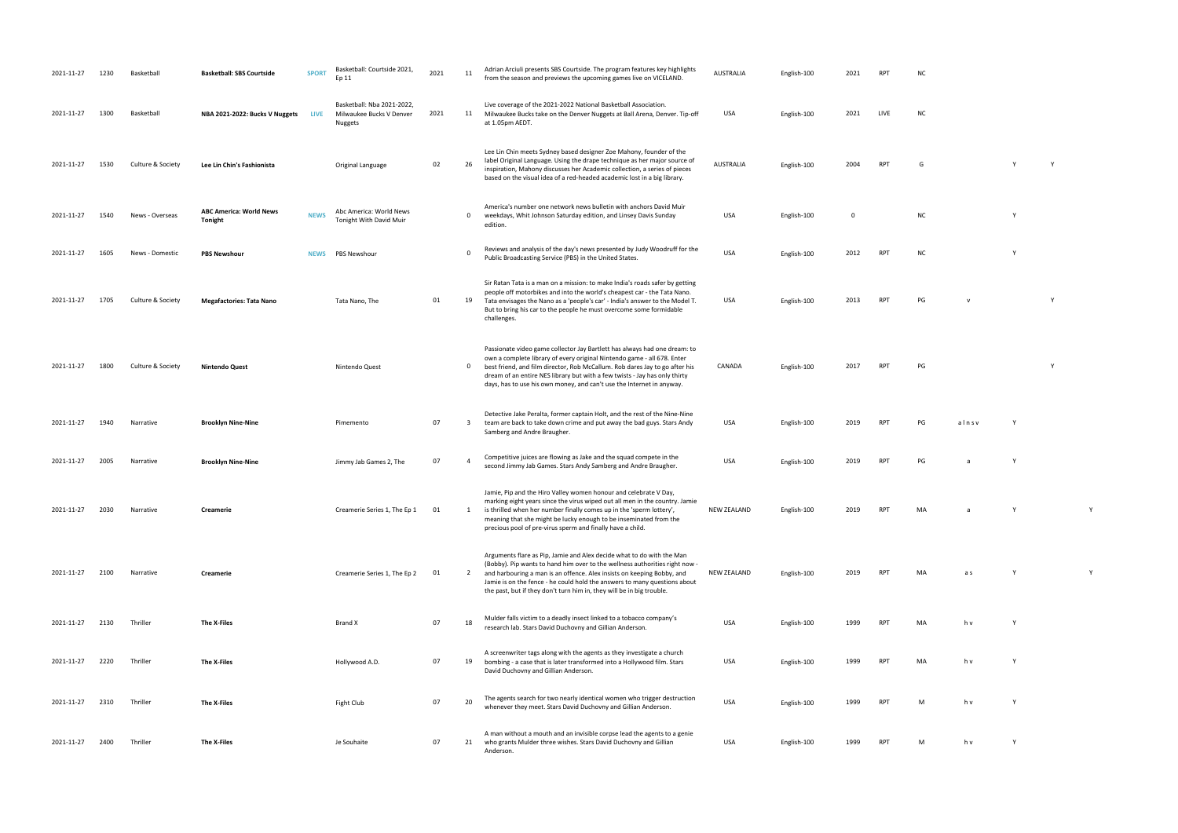| | | | | | | | | | | | | | | | | | |
|---|---|---|---|---|---|---|---|---|---|---|---|---|---|---|---|---|---|
| 2021-11-27 | 1230 | Basketball | **Basketball: SBS Courtside** | SPORT | Basketball: Courtside 2021, Ep 11 | 2021 | 11 | Adrian Arciuli presents SBS Courtside. The program features key highlights from the season and previews the upcoming games live on VICELAND. | AUSTRALIA | English-100 | 2021 | RPT | NC | | | | |
| 2021-11-27 | 1300 | Basketball | **NBA 2021-2022: Bucks V Nuggets** | LIVE | Basketball: Nba 2021-2022, Milwaukee Bucks V Denver Nuggets | 2021 | 11 | Live coverage of the 2021-2022 National Basketball Association. Milwaukee Bucks take on the Denver Nuggets at Ball Arena, Denver. Tip-off at 1.05pm AEDT. | USA | English-100 | 2021 | LIVE | NC | | | | |
| 2021-11-27 | 1530 | Culture & Society | **Lee Lin Chin's Fashionista** | | Original Language | 02 | 26 | Lee Lin Chin meets Sydney based designer Zoe Mahony, founder of the label Original Language. Using the drape technique as her major source of inspiration, Mahony discusses her Academic collection, a series of pieces based on the visual idea of a red-headed academic lost in a big library. | AUSTRALIA | English-100 | 2004 | RPT | G | | Y | Y | |
| 2021-11-27 | 1540 | News - Overseas | **ABC America: World News Tonight** | NEWS | Abc America: World News Tonight With David Muir | | 0 | America's number one network news bulletin with anchors David Muir weekdays, Whit Johnson Saturday edition, and Linsey Davis Sunday edition. | USA | English-100 | 0 | | NC | | Y | | |
| 2021-11-27 | 1605 | News - Domestic | **PBS Newshour** | NEWS | PBS Newshour | | 0 | Reviews and analysis of the day's news presented by Judy Woodruff for the Public Broadcasting Service (PBS) in the United States. | USA | English-100 | 2012 | RPT | NC | | Y | | |
| 2021-11-27 | 1705 | Culture & Society | **Megafactories: Tata Nano** | | Tata Nano, The | 01 | 19 | Sir Ratan Tata is a man on a mission: to make India's roads safer by getting people off motorbikes and into the world's cheapest car - the Tata Nano. Tata envisages the Nano as a 'people's car' - India's answer to the Model T. But to bring his car to the people he must overcome some formidable challenges. | USA | English-100 | 2013 | RPT | PG | v | | Y | |
| 2021-11-27 | 1800 | Culture & Society | **Nintendo Quest** | | Nintendo Quest | | 0 | Passionate video game collector Jay Bartlett has always had one dream: to own a complete library of every original Nintendo game - all 678. Enter best friend, and film director, Rob McCallum. Rob dares Jay to go after his dream of an entire NES library but with a few twists - Jay has only thirty days, has to use his own money, and can't use the Internet in anyway. | CANADA | English-100 | 2017 | RPT | PG | | | Y | |
| 2021-11-27 | 1940 | Narrative | **Brooklyn Nine-Nine** | | Pimemento | 07 | 3 | Detective Jake Peralta, former captain Holt, and the rest of the Nine-Nine team are back to take down crime and put away the bad guys. Stars Andy Samberg and Andre Braugher. | USA | English-100 | 2019 | RPT | PG | a l n s v | Y | | |
| 2021-11-27 | 2005 | Narrative | **Brooklyn Nine-Nine** | | Jimmy Jab Games 2, The | 07 | 4 | Competitive juices are flowing as Jake and the squad compete in the second Jimmy Jab Games. Stars Andy Samberg and Andre Braugher. | USA | English-100 | 2019 | RPT | PG | a | Y | | |
| 2021-11-27 | 2030 | Narrative | **Creamerie** | | Creamerie Series 1, The Ep 1 | 01 | 1 | Jamie, Pip and the Hiro Valley women honour and celebrate V Day, marking eight years since the virus wiped out all men in the country. Jamie is thrilled when her number finally comes up in the 'sperm lottery', meaning that she might be lucky enough to be inseminated from the precious pool of pre-virus sperm and finally have a child. | NEW ZEALAND | English-100 | 2019 | RPT | MA | a | Y | | Y |
| 2021-11-27 | 2100 | Narrative | **Creamerie** | | Creamerie Series 1, The Ep 2 | 01 | 2 | Arguments flare as Pip, Jamie and Alex decide what to do with the Man (Bobby). Pip wants to hand him over to the wellness authorities right now - and harbouring a man is an offence. Alex insists on keeping Bobby, and Jamie is on the fence - he could hold the answers to many questions about the past, but if they don't turn him in, they will be in big trouble. | NEW ZEALAND | English-100 | 2019 | RPT | MA | a s | Y | | Y |
| 2021-11-27 | 2130 | Thriller | **The X-Files** | | Brand X | 07 | 18 | Mulder falls victim to a deadly insect linked to a tobacco company's research lab. Stars David Duchovny and Gillian Anderson. | USA | English-100 | 1999 | RPT | MA | h v | Y | | |
| 2021-11-27 | 2220 | Thriller | **The X-Files** | | Hollywood A.D. | 07 | 19 | A screenwriter tags along with the agents as they investigate a church bombing - a case that is later transformed into a Hollywood film. Stars David Duchovny and Gillian Anderson. | USA | English-100 | 1999 | RPT | MA | h v | Y | | |
| 2021-11-27 | 2310 | Thriller | **The X-Files** | | Fight Club | 07 | 20 | The agents search for two nearly identical women who trigger destruction whenever they meet. Stars David Duchovny and Gillian Anderson. | USA | English-100 | 1999 | RPT | M | h v | Y | | |
| 2021-11-27 | 2400 | Thriller | **The X-Files** | | Je Souhaite | 07 | 21 | A man without a mouth and an invisible corpse lead the agents to a genie who grants Mulder three wishes. Stars David Duchovny and Gillian Anderson. | USA | English-100 | 1999 | RPT | M | h v | Y | | |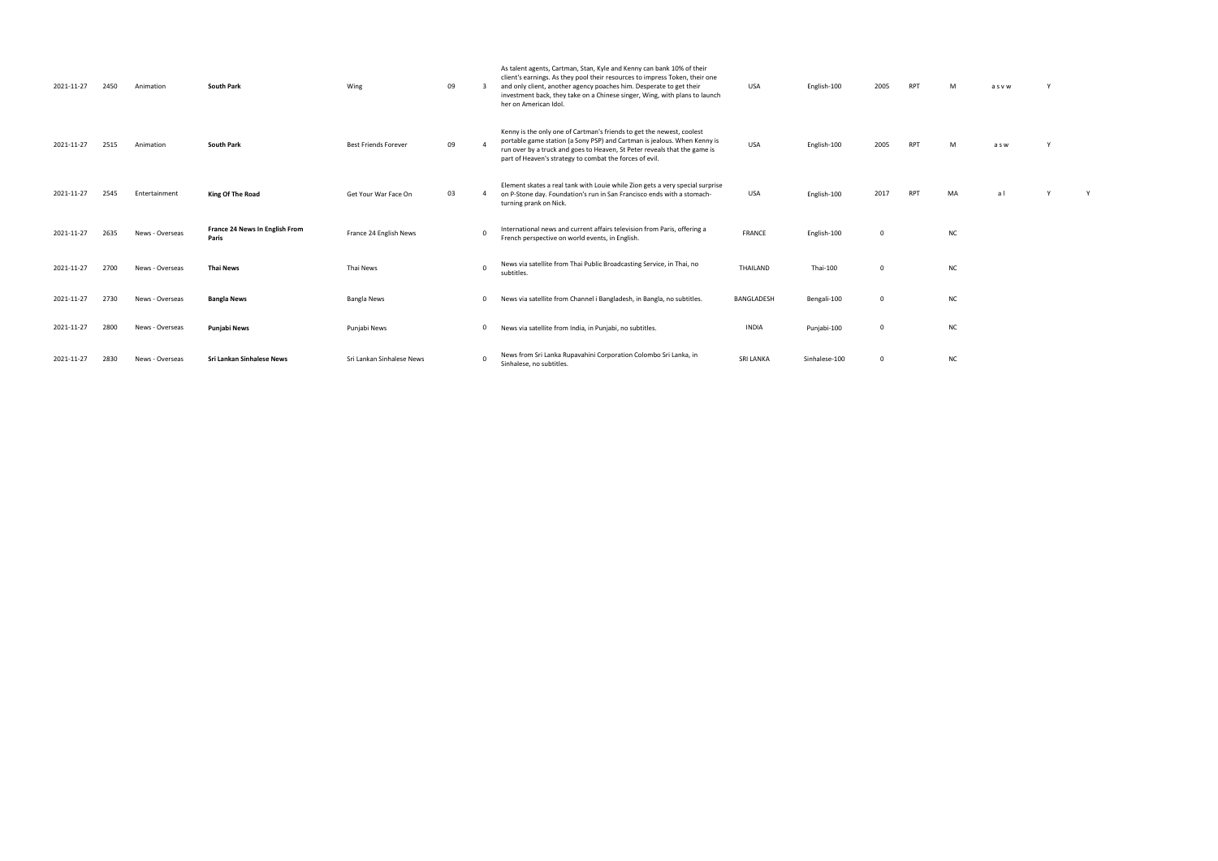| | | | | | | | | | | | | | | | | | |
|---|---|---|---|---|---|---|---|---|---|---|---|---|---|---|---|---|---|
| 2021-11-27 | 2450 | Animation | **South Park** | Wing | 09 | 3 | As talent agents, Cartman, Stan, Kyle and Kenny can bank 10% of their client's earnings. As they pool their resources to impress Token, their one and only client, another agency poaches him. Desperate to get their investment back, they take on a Chinese singer, Wing, with plans to launch her on American Idol. | USA | English-100 | 2005 | RPT | M | a s v w | Y | |
| 2021-11-27 | 2515 | Animation | **South Park** | Best Friends Forever | 09 | 4 | Kenny is the only one of Cartman's friends to get the newest, coolest portable game station (a Sony PSP) and Cartman is jealous. When Kenny is run over by a truck and goes to Heaven, St Peter reveals that the game is part of Heaven's strategy to combat the forces of evil. | USA | English-100 | 2005 | RPT | M | a s w | Y | |
| 2021-11-27 | 2545 | Entertainment | **King Of The Road** | Get Your War Face On | 03 | 4 | Element skates a real tank with Louie while Zion gets a very special surprise on P-Stone day. Foundation's run in San Francisco ends with a stomach-turning prank on Nick. | USA | English-100 | 2017 | RPT | MA | a l | Y | Y |
| 2021-11-27 | 2635 | News - Overseas | **France 24 News In English From Paris** | France 24 English News | | 0 | International news and current affairs television from Paris, offering a French perspective on world events, in English. | FRANCE | English-100 | 0 | | NC | | | |
| 2021-11-27 | 2700 | News - Overseas | **Thai News** | Thai News | | 0 | News via satellite from Thai Public Broadcasting Service, in Thai, no subtitles. | THAILAND | Thai-100 | 0 | | NC | | | |
| 2021-11-27 | 2730 | News - Overseas | **Bangla News** | Bangla News | | 0 | News via satellite from Channel i Bangladesh, in Bangla, no subtitles. | BANGLADESH | Bengali-100 | 0 | | NC | | | |
| 2021-11-27 | 2800 | News - Overseas | **Punjabi News** | Punjabi News | | 0 | News via satellite from India, in Punjabi, no subtitles. | INDIA | Punjabi-100 | 0 | | NC | | | |
| 2021-11-27 | 2830 | News - Overseas | **Sri Lankan Sinhalese News** | Sri Lankan Sinhalese News | | 0 | News from Sri Lanka Rupavahini Corporation Colombo Sri Lanka, in Sinhalese, no subtitles. | SRI LANKA | Sinhalese-100 | 0 | | NC | | | |